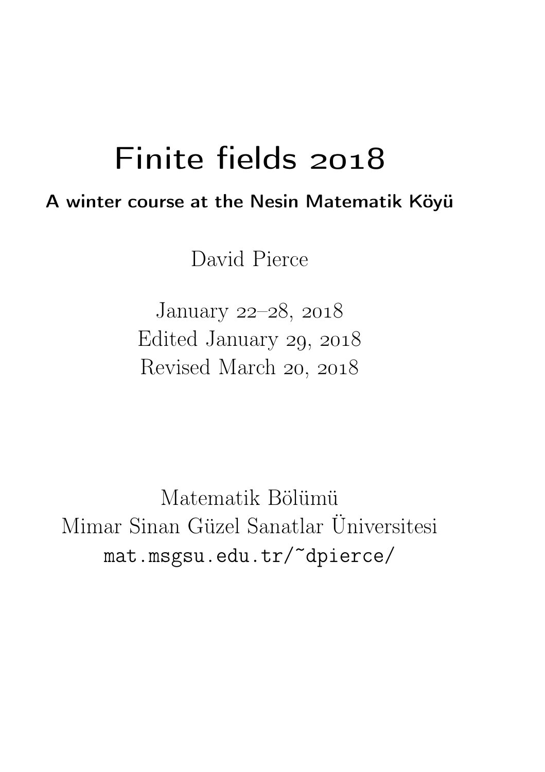# Finite fields 2018

**A winter course at the Nesin Matematik Köyü**

David Pierce

January 22–28, 2018
Edited January 29, 2018
Revised March 20, 2018

Matematik Bölümü
Mimar Sinan Güzel Sanatlar Üniversitesi
`mat.msgsu.edu.tr/~dpierce/`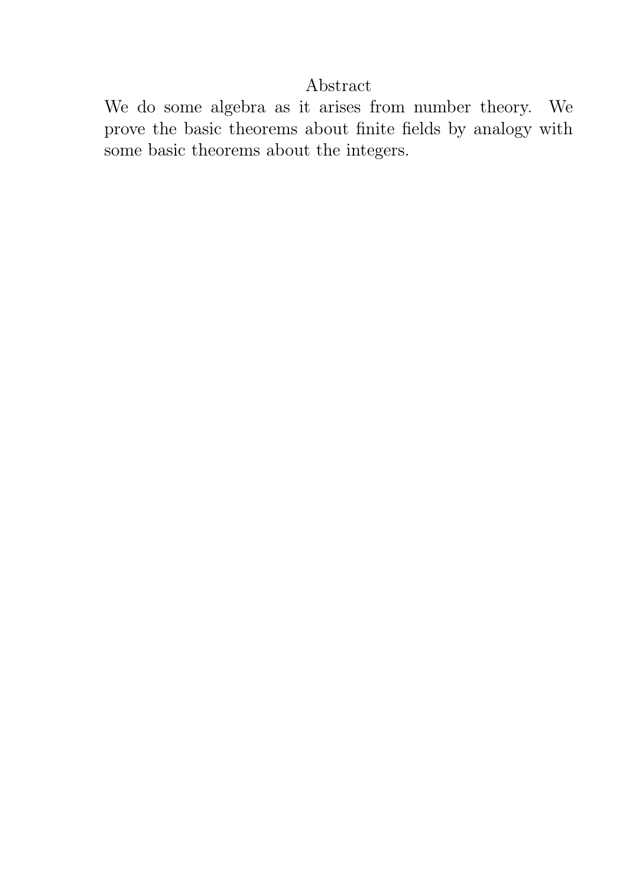## Abstract

We do some algebra as it arises from number theory. We prove the basic theorems about finite fields by analogy with some basic theorems about the integers.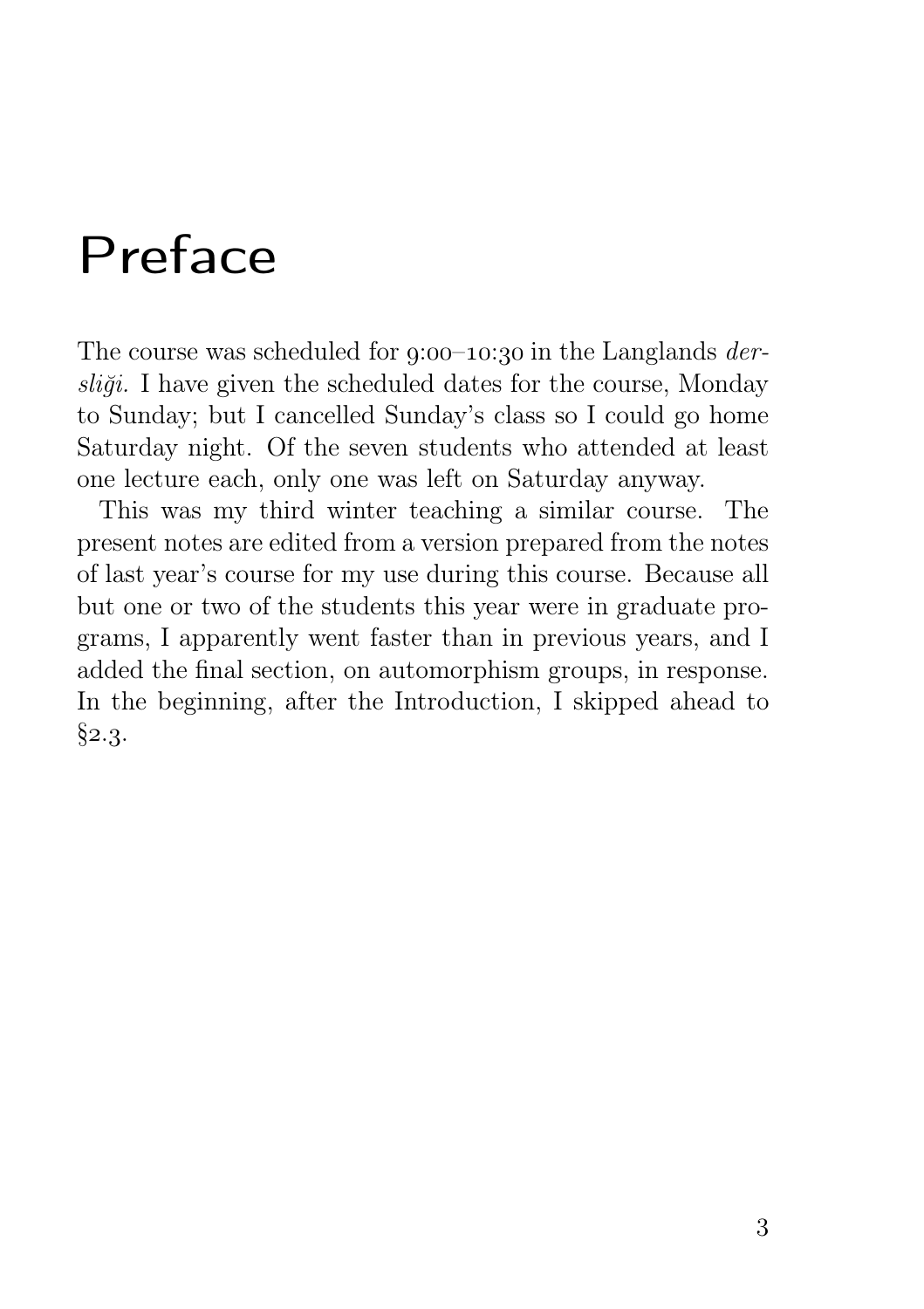# Preface

The course was scheduled for 9:00–10:30 in the Langlands *dersliği*. I have given the scheduled dates for the course, Monday to Sunday; but I cancelled Sunday's class so I could go home Saturday night. Of the seven students who attended at least one lecture each, only one was left on Saturday anyway.

This was my third winter teaching a similar course. The present notes are edited from a version prepared from the notes of last year's course for my use during this course. Because all but one or two of the students this year were in graduate programs, I apparently went faster than in previous years, and I added the final section, on automorphism groups, in response. In the beginning, after the Introduction, I skipped ahead to §2.3.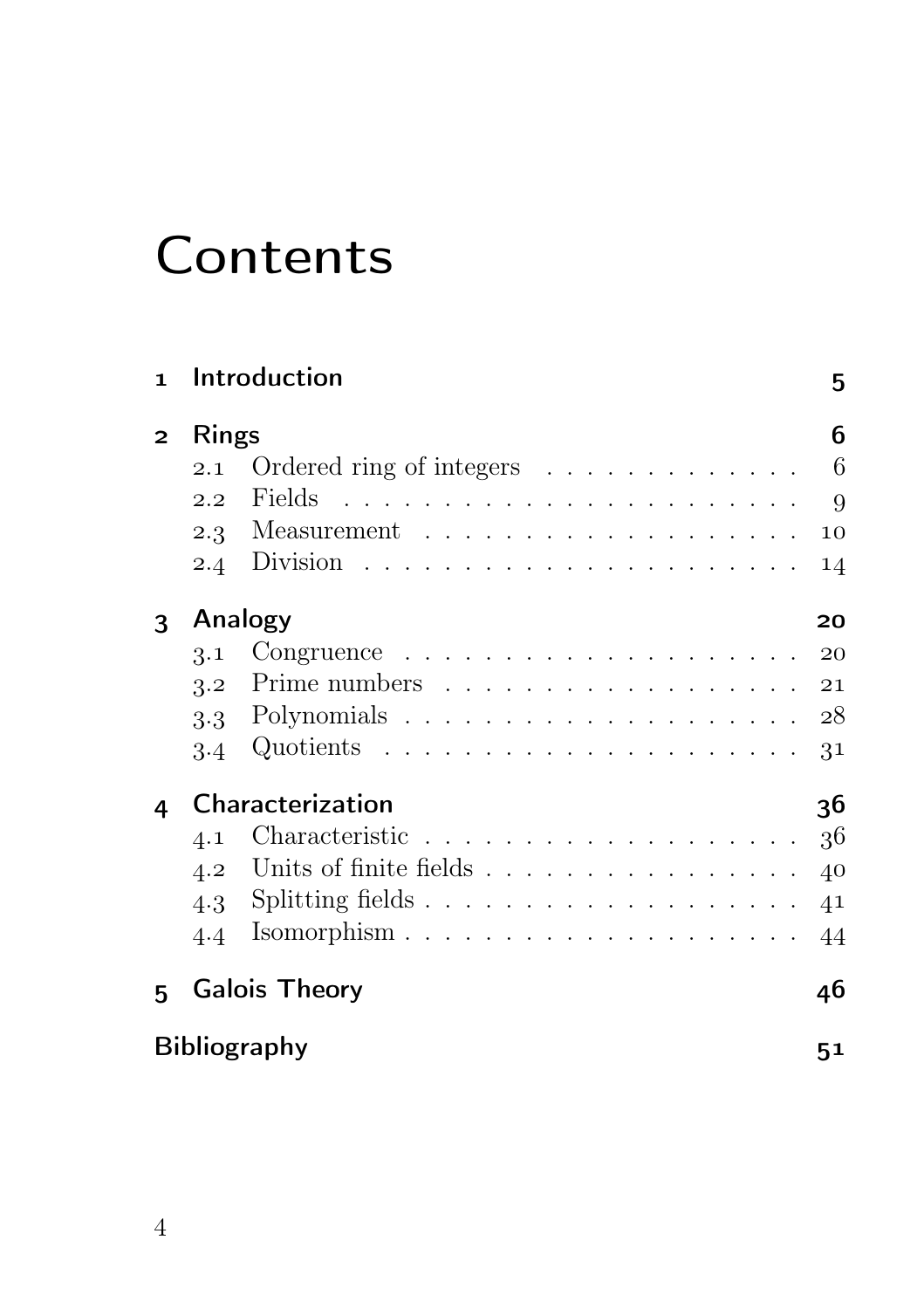# Contents

1 Introduction 5

2 Rings 6
- 2.1 Ordered ring of integers . . . . . . . . . . . . . 6
- 2.2 Fields . . . . . . . . . . . . . . . . . . . . . . . 9
- 2.3 Measurement . . . . . . . . . . . . . . . . . . . 10
- 2.4 Division . . . . . . . . . . . . . . . . . . . . . . 14

3 Analogy 20
- 3.1 Congruence . . . . . . . . . . . . . . . . . . . . 20
- 3.2 Prime numbers . . . . . . . . . . . . . . . . . . 21
- 3.3 Polynomials . . . . . . . . . . . . . . . . . . . . 28
- 3.4 Quotients . . . . . . . . . . . . . . . . . . . . . 31

4 Characterization 36
- 4.1 Characteristic . . . . . . . . . . . . . . . . . . . 36
- 4.2 Units of finite fields . . . . . . . . . . . . . . . . 40
- 4.3 Splitting fields . . . . . . . . . . . . . . . . . . . 41
- 4.4 Isomorphism . . . . . . . . . . . . . . . . . . . . 44

5 Galois Theory 46

Bibliography 51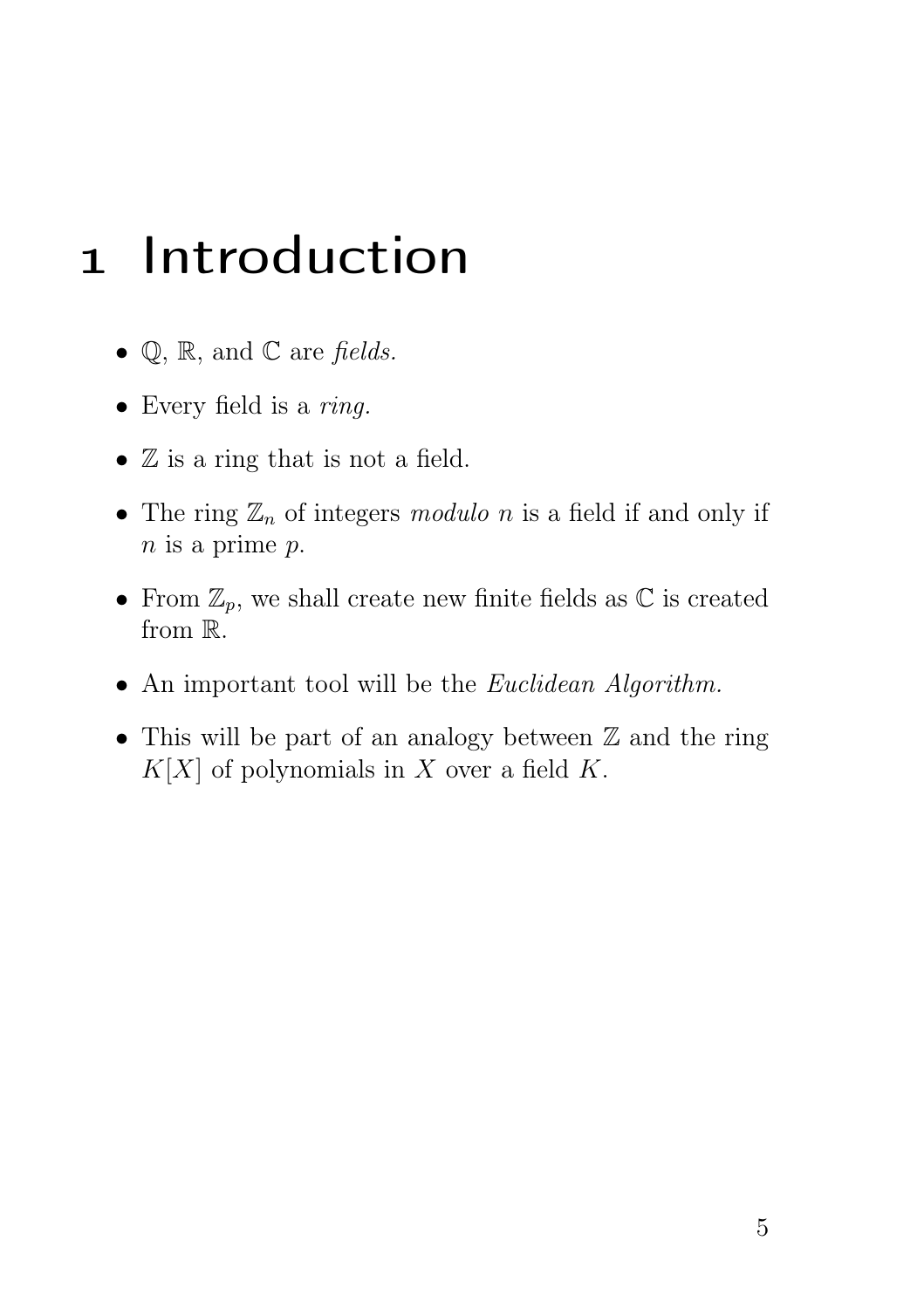# 1 Introduction

- $\mathbb{Q}$, $\mathbb{R}$, and $\mathbb{C}$ are *fields.*
- Every field is a *ring.*
- $\mathbb{Z}$ is a ring that is not a field.
- The ring $\mathbb{Z}_n$ of integers *modulo* $n$ is a field if and only if $n$ is a prime $p$.
- From $\mathbb{Z}_p$, we shall create new finite fields as $\mathbb{C}$ is created from $\mathbb{R}$.
- An important tool will be the *Euclidean Algorithm.*
- This will be part of an analogy between $\mathbb{Z}$ and the ring $K[X]$ of polynomials in $X$ over a field $K$.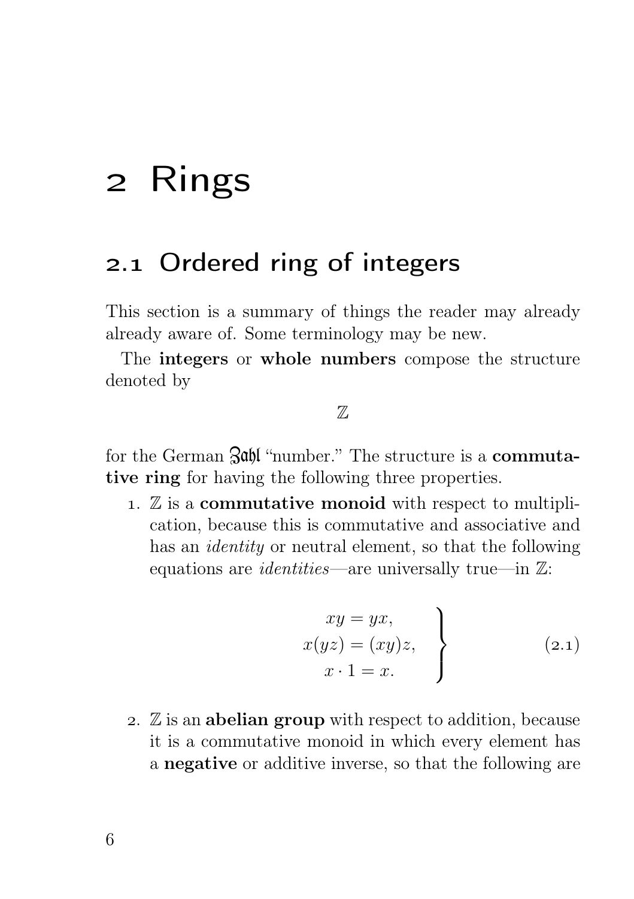# 2 Rings

## 2.1 Ordered ring of integers

This section is a summary of things the reader may already already aware of. Some terminology may be new.

The **integers** or **whole numbers** compose the structure denoted by

$$\mathbb{Z}$$

for the German Zahl "number." The structure is a **commutative ring** for having the following three properties.

1. $\mathbb{Z}$ is a **commutative monoid** with respect to multiplication, because this is commutative and associative and has an *identity* or neutral element, so that the following equations are *identities*—are universally true—in $\mathbb{Z}$:

$$\left.\begin{aligned} xy &= yx, \\ x(yz) &= (xy)z, \\ x \cdot 1 &= x. \end{aligned}\right\} \tag{2.1}$$

2. $\mathbb{Z}$ is an **abelian group** with respect to addition, because it is a commutative monoid in which every element has a **negative** or additive inverse, so that the following are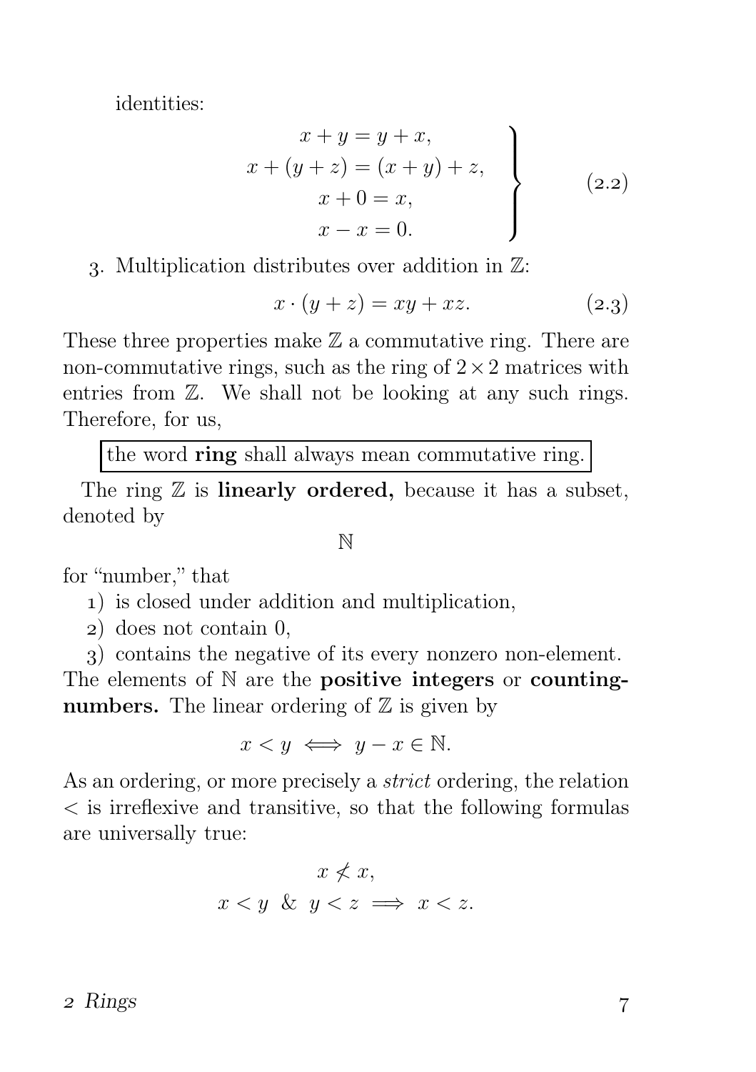identities:

$$\left.\begin{aligned} x + y &= y + x, \\ x + (y + z) &= (x + y) + z, \\ x + 0 &= x, \\ x - x &= 0. \end{aligned}\right\} \tag{2.2}$$

3. Multiplication distributes over addition in $\mathbb{Z}$:

$$x \cdot (y + z) = xy + xz. \tag{2.3}$$

These three properties make $\mathbb{Z}$ a commutative ring. There are non-commutative rings, such as the ring of $2 \times 2$ matrices with entries from $\mathbb{Z}$. We shall not be looking at any such rings. Therefore, for us,

> the word **ring** shall always mean commutative ring.

The ring $\mathbb{Z}$ is **linearly ordered,** because it has a subset, denoted by

$$\mathbb{N}$$

for "number," that

1) is closed under addition and multiplication,
2) does not contain 0,
3) contains the negative of its every nonzero non-element.

The elements of $\mathbb{N}$ are the **positive integers** or **counting-numbers.** The linear ordering of $\mathbb{Z}$ is given by

$$x < y \iff y - x \in \mathbb{N}.$$

As an ordering, or more precisely a *strict* ordering, the relation $<$ is irreflexive and transitive, so that the following formulas are universally true:

$$x \not< x,$$

$$x < y \ \& \ y < z \implies x < z.$$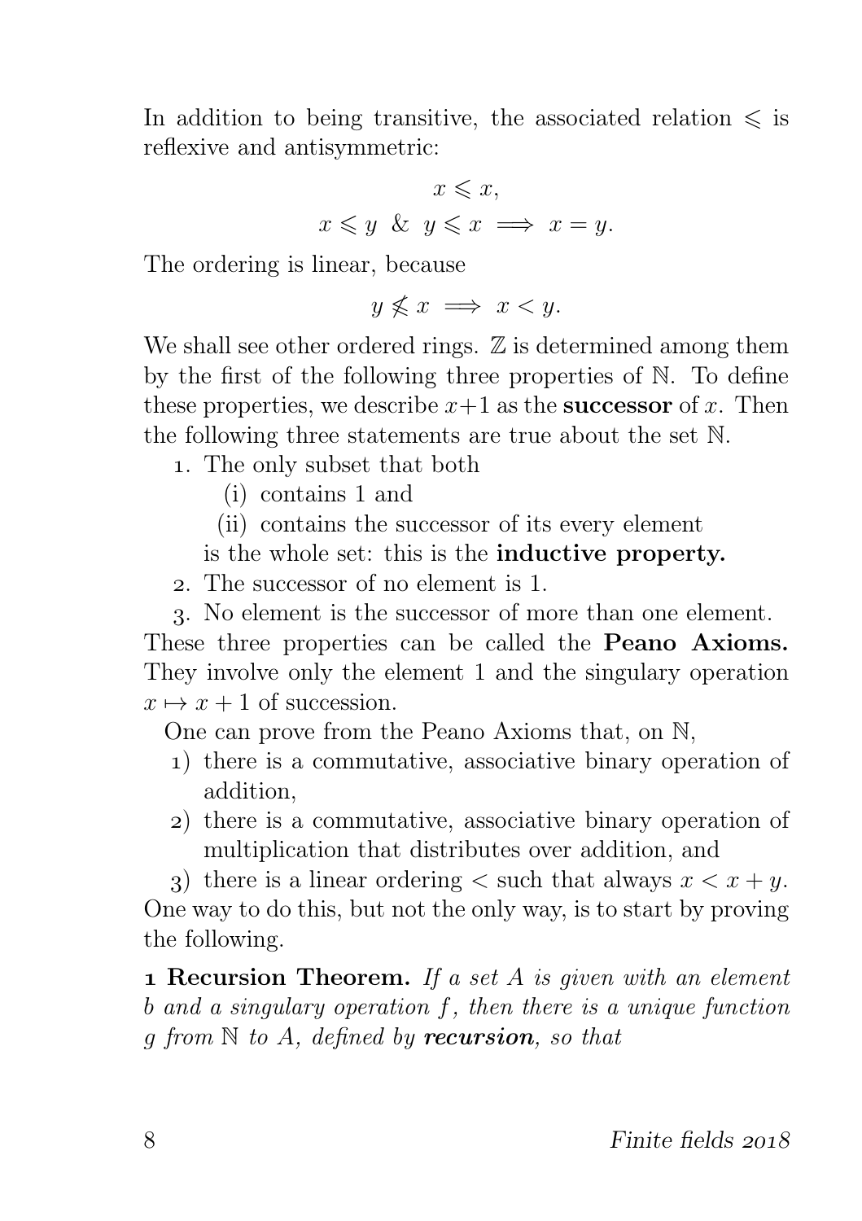In addition to being transitive, the associated relation $\leqslant$ is reflexive and antisymmetric:

$$x \leqslant x,$$

$$x \leqslant y \ \& \ y \leqslant x \implies x = y.$$

The ordering is linear, because

$$y \nleqslant x \implies x < y.$$

We shall see other ordered rings. $\mathbb{Z}$ is determined among them by the first of the following three properties of $\mathbb{N}$. To define these properties, we describe $x+1$ as the **successor** of $x$. Then the following three statements are true about the set $\mathbb{N}$.

1. The only subset that both
   (i) contains 1 and
   (ii) contains the successor of its every element

   is the whole set: this is the **inductive property.**
2. The successor of no element is 1.
3. No element is the successor of more than one element.

These three properties can be called the **Peano Axioms.** They involve only the element 1 and the singulary operation $x \mapsto x + 1$ of succession.

One can prove from the Peano Axioms that, on $\mathbb{N}$,

1) there is a commutative, associative binary operation of addition,
2) there is a commutative, associative binary operation of multiplication that distributes over addition, and
3) there is a linear ordering $<$ such that always $x < x + y$.

One way to do this, but not the only way, is to start by proving the following.

**1 Recursion Theorem.** *If a set $A$ is given with an element $b$ and a singulary operation $f$, then there is a unique function $g$ from $\mathbb{N}$ to $A$, defined by **recursion**, so that*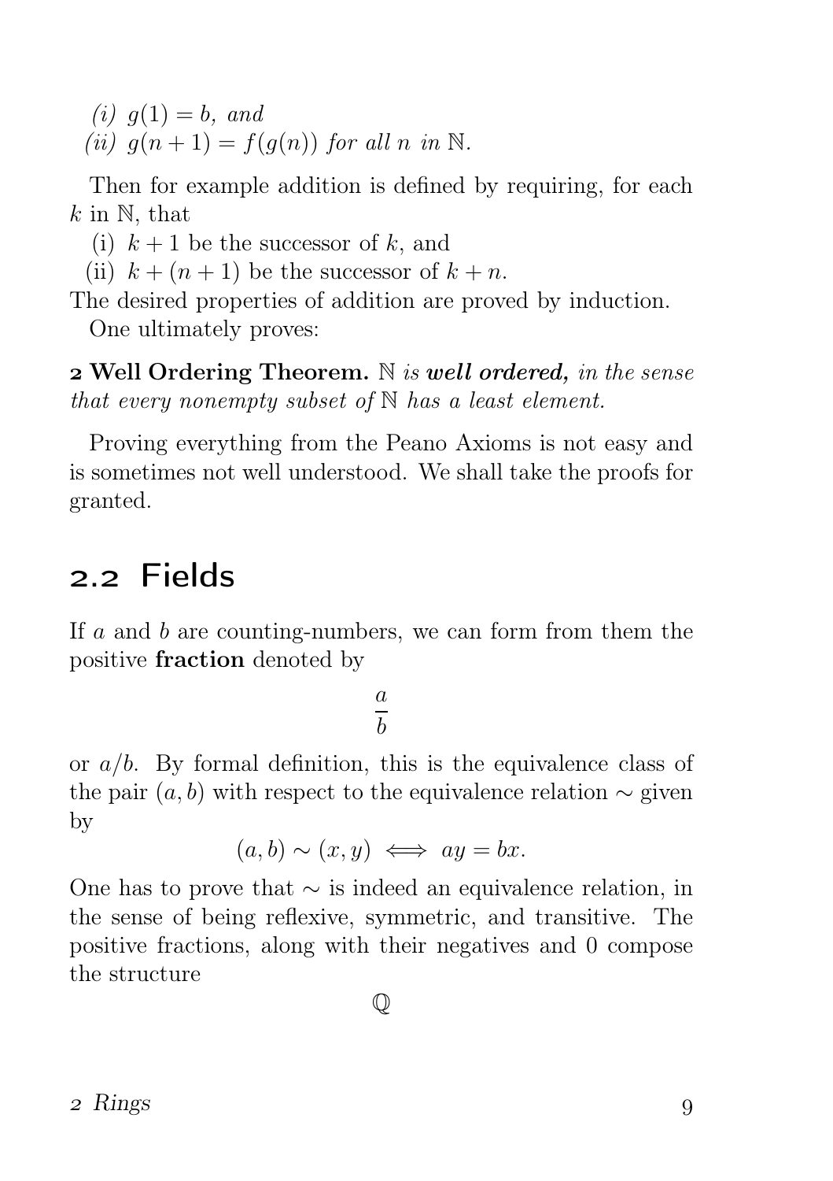*(i)* $g(1) = b$, *and*
*(ii)* $g(n+1) = f(g(n))$ *for all* $n$ *in* $\mathbb{N}$.

Then for example addition is defined by requiring, for each $k$ in $\mathbb{N}$, that

(i) $k + 1$ be the successor of $k$, and
(ii) $k + (n + 1)$ be the successor of $k + n$.

The desired properties of addition are proved by induction.

One ultimately proves:

**2 Well Ordering Theorem.** *$\mathbb{N}$ is* ***well ordered,*** *in the sense that every nonempty subset of $\mathbb{N}$ has a least element.*

Proving everything from the Peano Axioms is not easy and is sometimes not well understood. We shall take the proofs for granted.

## 2.2 Fields

If $a$ and $b$ are counting-numbers, we can form from them the positive **fraction** denoted by

$$\frac{a}{b}$$

or $a/b$. By formal definition, this is the equivalence class of the pair $(a, b)$ with respect to the equivalence relation $\sim$ given by

$$(a, b) \sim (x, y) \iff ay = bx.$$

One has to prove that $\sim$ is indeed an equivalence relation, in the sense of being reflexive, symmetric, and transitive. The positive fractions, along with their negatives and 0 compose the structure

$$\mathbb{Q}$$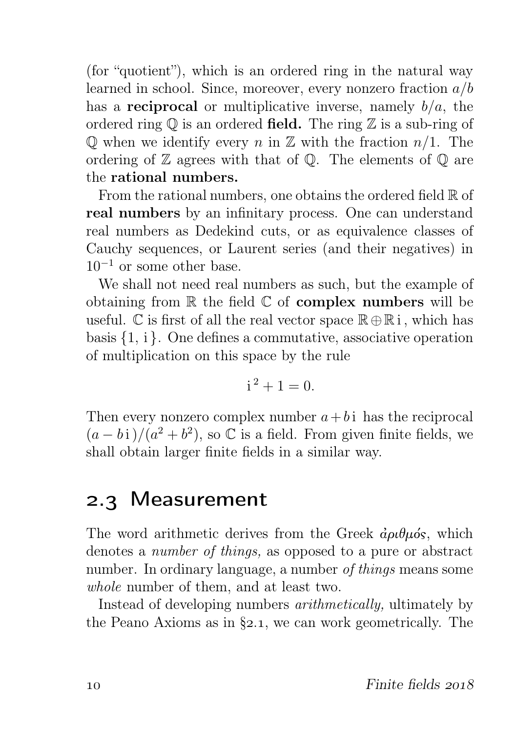(for "quotient"), which is an ordered ring in the natural way learned in school. Since, moreover, every nonzero fraction $a/b$ has a **reciprocal** or multiplicative inverse, namely $b/a$, the ordered ring $\mathbb{Q}$ is an ordered **field.** The ring $\mathbb{Z}$ is a sub-ring of $\mathbb{Q}$ when we identify every $n$ in $\mathbb{Z}$ with the fraction $n/1$. The ordering of $\mathbb{Z}$ agrees with that of $\mathbb{Q}$. The elements of $\mathbb{Q}$ are the **rational numbers.**

From the rational numbers, one obtains the ordered field $\mathbb{R}$ of **real numbers** by an infinitary process. One can understand real numbers as Dedekind cuts, or as equivalence classes of Cauchy sequences, or Laurent series (and their negatives) in $10^{-1}$ or some other base.

We shall not need real numbers as such, but the example of obtaining from $\mathbb{R}$ the field $\mathbb{C}$ of **complex numbers** will be useful. $\mathbb{C}$ is first of all the real vector space $\mathbb{R} \oplus \mathbb{R}\,\mathrm{i}$, which has basis $\{1, \mathrm{i}\}$. One defines a commutative, associative operation of multiplication on this space by the rule

$$\mathrm{i}^2 + 1 = 0.$$

Then every nonzero complex number $a + b\,\mathrm{i}$ has the reciprocal $(a - b\,\mathrm{i})/(a^2 + b^2)$, so $\mathbb{C}$ is a field. From given finite fields, we shall obtain larger finite fields in a similar way.

## 2.3 Measurement

The word arithmetic derives from the Greek ἀριθμός, which denotes a *number of things,* as opposed to a pure or abstract number. In ordinary language, a number *of things* means some *whole* number of them, and at least two.

Instead of developing numbers *arithmetically,* ultimately by the Peano Axioms as in §2.1, we can work geometrically. The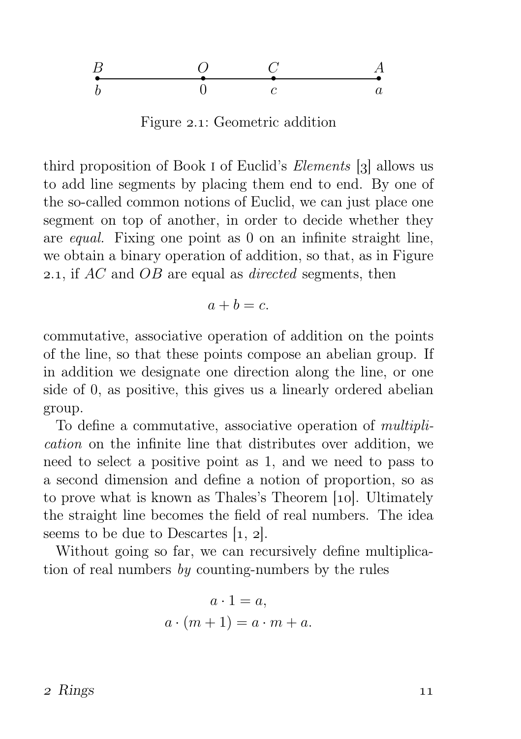| $B$ | $O$ | $C$ | $A$ |
|---|---|---|---|
| $b$ | $0$ | $c$ | $a$ |

Figure 2.1: Geometric addition

third proposition of Book I of Euclid's *Elements* [3] allows us to add line segments by placing them end to end. By one of the so-called common notions of Euclid, we can just place one segment on top of another, in order to decide whether they are *equal*. Fixing one point as 0 on an infinite straight line, we obtain a binary operation of addition, so that, as in Figure 2.1, if $AC$ and $OB$ are equal as *directed* segments, then

$$a + b = c.$$

commutative, associative operation of addition on the points of the line, so that these points compose an abelian group. If in addition we designate one direction along the line, or one side of 0, as positive, this gives us a linearly ordered abelian group.

To define a commutative, associative operation of *multiplication* on the infinite line that distributes over addition, we need to select a positive point as 1, and we need to pass to a second dimension and define a notion of proportion, so as to prove what is known as Thales's Theorem [10]. Ultimately the straight line becomes the field of real numbers. The idea seems to be due to Descartes [1, 2].

Without going so far, we can recursively define multiplication of real numbers *by* counting-numbers by the rules

$$\begin{aligned} a \cdot 1 &= a, \\ a \cdot (m + 1) &= a \cdot m + a. \end{aligned}$$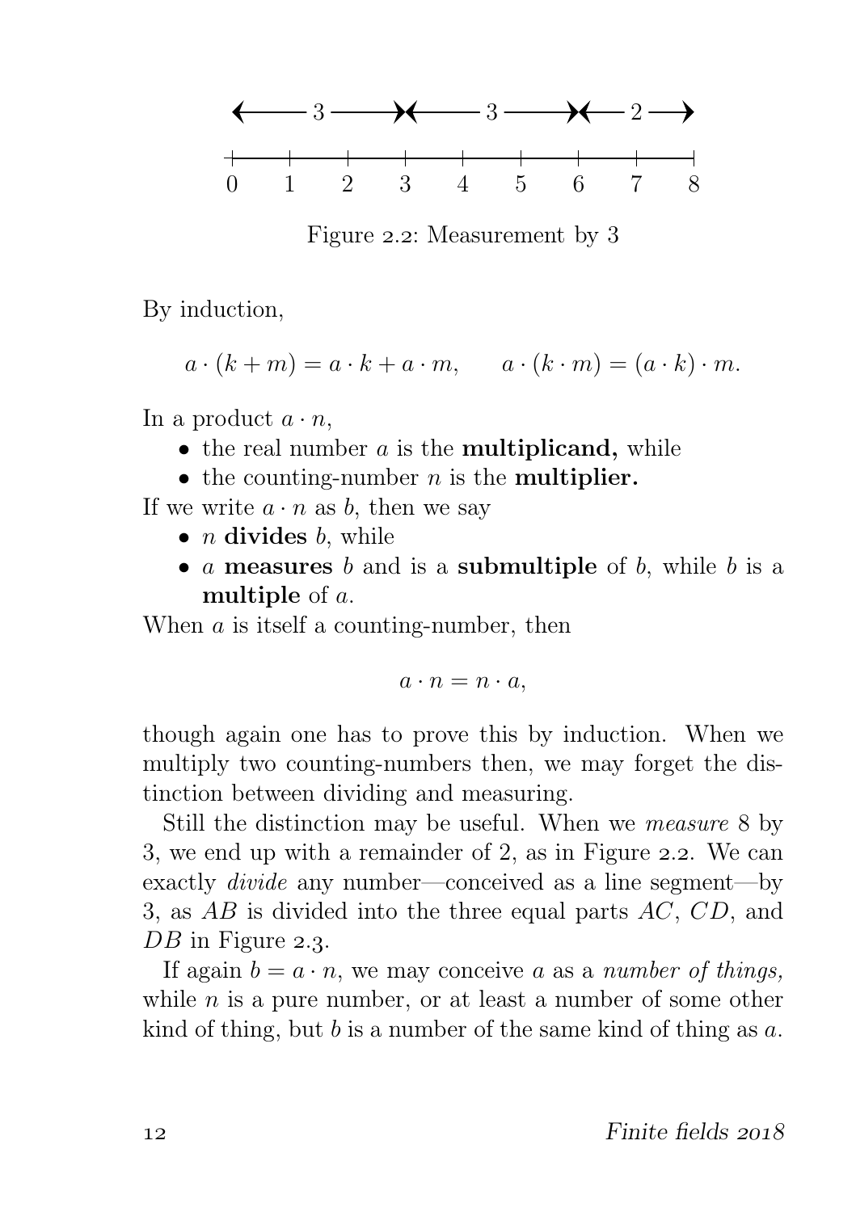Figure 2.2: Measurement by 3

By induction,

$$a \cdot (k+m) = a \cdot k + a \cdot m, \qquad a \cdot (k \cdot m) = (a \cdot k) \cdot m.$$

In a product $a \cdot n$,

- the real number $a$ is the **multiplicand,** while
- the counting-number $n$ is the **multiplier.**

If we write $a \cdot n$ as $b$, then we say

- $n$ **divides** $b$, while
- $a$ **measures** $b$ and is a **submultiple** of $b$, while $b$ is a **multiple** of $a$.

When $a$ is itself a counting-number, then

$$a \cdot n = n \cdot a,$$

though again one has to prove this by induction. When we multiply two counting-numbers then, we may forget the distinction between dividing and measuring.

Still the distinction may be useful. When we *measure* 8 by 3, we end up with a remainder of 2, as in Figure 2.2. We can exactly *divide* any number—conceived as a line segment—by 3, as $AB$ is divided into the three equal parts $AC$, $CD$, and $DB$ in Figure 2.3.

If again $b = a \cdot n$, we may conceive $a$ as a *number of things,* while $n$ is a pure number, or at least a number of some other kind of thing, but $b$ is a number of the same kind of thing as $a$.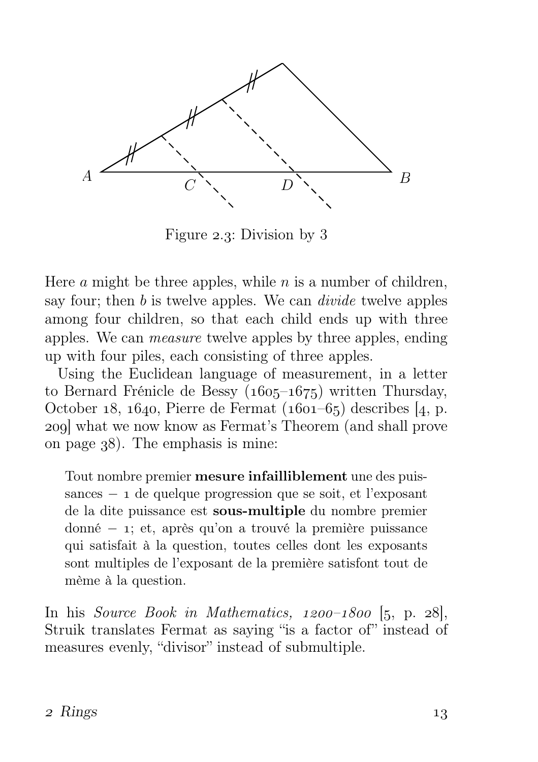Figure 2.3: Division by 3

Here $a$ might be three apples, while $n$ is a number of children, say four; then $b$ is twelve apples. We can *divide* twelve apples among four children, so that each child ends up with three apples. We can *measure* twelve apples by three apples, ending up with four piles, each consisting of three apples.

Using the Euclidean language of measurement, in a letter to Bernard Frénicle de Bessy (1605–1675) written Thursday, October 18, 1640, Pierre de Fermat (1601–65) describes [4, p. 209] what we now know as Fermat's Theorem (and shall prove on page 38). The emphasis is mine:

> Tout nombre premier **mesure infailliblement** une des puissances − 1 de quelque progression que se soit, et l'exposant de la dite puissance est **sous-multiple** du nombre premier donné − 1; et, après qu'on a trouvé la première puissance qui satisfait à la question, toutes celles dont les exposants sont multiples de l'exposant de la première satisfont tout de même à la question.

In his *Source Book in Mathematics, 1200–1800* [5, p. 28], Struik translates Fermat as saying "is a factor of" instead of measures evenly, "divisor" instead of submultiple.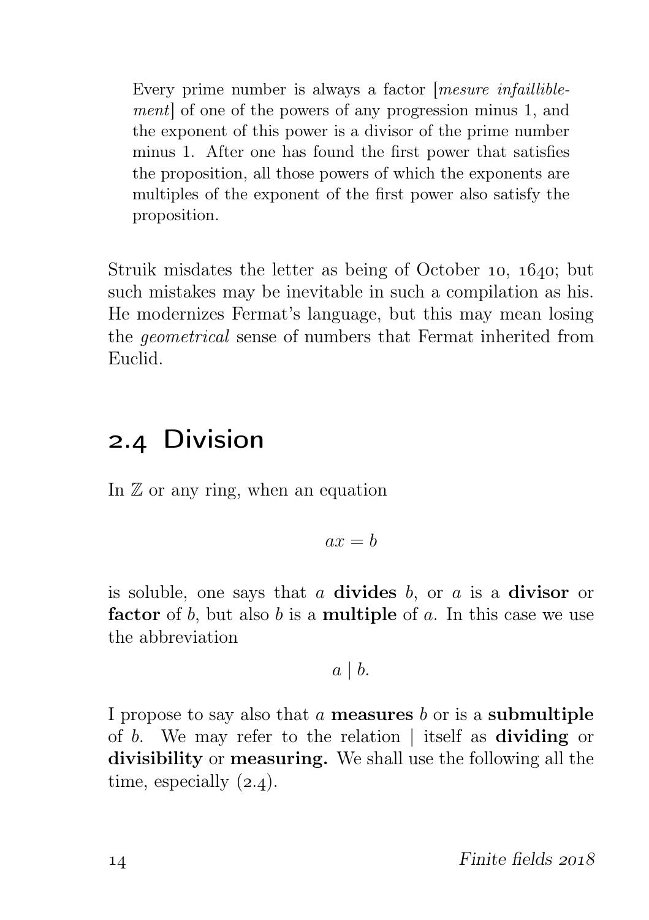> Every prime number is always a factor [*mesure infailliblement*] of one of the powers of any progression minus 1, and the exponent of this power is a divisor of the prime number minus 1. After one has found the first power that satisfies the proposition, all those powers of which the exponents are multiples of the exponent of the first power also satisfy the proposition.

Struik misdates the letter as being of October 10, 1640; but such mistakes may be inevitable in such a compilation as his. He modernizes Fermat's language, but this may mean losing the *geometrical* sense of numbers that Fermat inherited from Euclid.

## 2.4 Division

In $\mathbb{Z}$ or any ring, when an equation

$$ax = b$$

is soluble, one says that $a$ **divides** $b$, or $a$ is a **divisor** or **factor** of $b$, but also $b$ is a **multiple** of $a$. In this case we use the abbreviation

$$a \mid b.$$

I propose to say also that $a$ **measures** $b$ or is a **submultiple** of $b$. We may refer to the relation $\mid$ itself as **dividing** or **divisibility** or **measuring.** We shall use the following all the time, especially (2.4).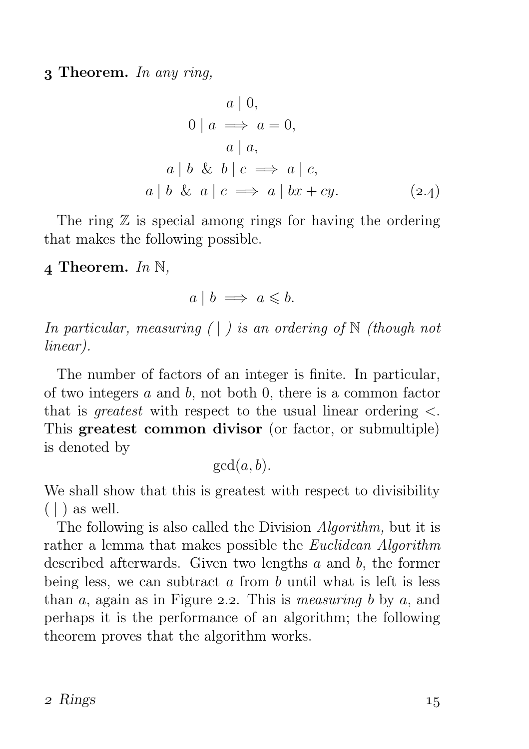**3 Theorem.** *In any ring,*

$$\begin{gathered} a \mid 0, \\ 0 \mid a \implies a = 0, \\ a \mid a, \\ a \mid b \ \& \ b \mid c \implies a \mid c, \\ a \mid b \ \& \ a \mid c \implies a \mid bx + cy. \end{gathered} \tag{2.4}$$

The ring $\mathbb{Z}$ is special among rings for having the ordering that makes the following possible.

**4 Theorem.** *In* $\mathbb{N}$*,*

$$a \mid b \implies a \leqslant b.$$

*In particular, measuring* ( $\mid$ ) *is an ordering of* $\mathbb{N}$ *(though not linear).*

The number of factors of an integer is finite. In particular, of two integers $a$ and $b$, not both 0, there is a common factor that is *greatest* with respect to the usual linear ordering $<$. This **greatest common divisor** (or factor, or submultiple) is denoted by

$$\gcd(a, b).$$

We shall show that this is greatest with respect to divisibility ( $\mid$ ) as well.

The following is also called the Division *Algorithm,* but it is rather a lemma that makes possible the *Euclidean Algorithm* described afterwards. Given two lengths $a$ and $b$, the former being less, we can subtract $a$ from $b$ until what is left is less than $a$, again as in Figure 2.2. This is *measuring* $b$ by $a$, and perhaps it is the performance of an algorithm; the following theorem proves that the algorithm works.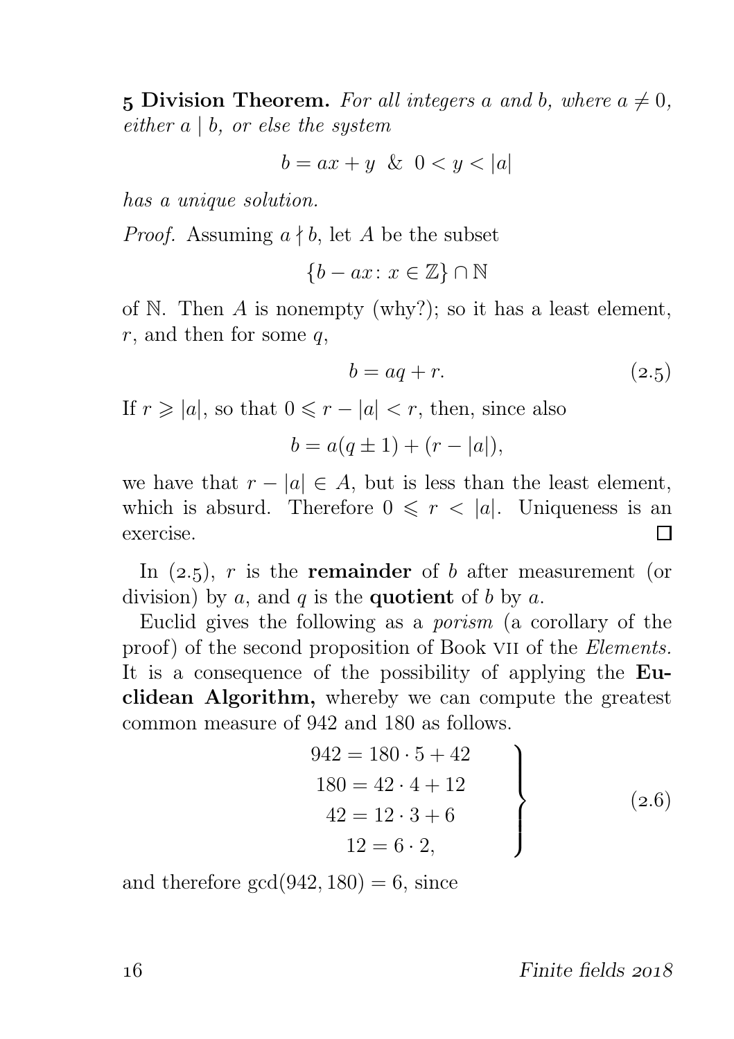**5 Division Theorem.** *For all integers $a$ and $b$, where $a \neq 0$, either $a \mid b$, or else the system*

$$b = ax + y \ \ \& \ \ 0 < y < |a|$$

*has a unique solution.*

*Proof.* Assuming $a \nmid b$, let $A$ be the subset

$$\{b - ax \colon x \in \mathbb{Z}\} \cap \mathbb{N}$$

of $\mathbb{N}$. Then $A$ is nonempty (why?); so it has a least element, $r$, and then for some $q$,

$$b = aq + r. \tag{2.5}$$

If $r \geqslant |a|$, so that $0 \leqslant r - |a| < r$, then, since also

$$b = a(q \pm 1) + (r - |a|),$$

we have that $r - |a| \in A$, but is less than the least element, which is absurd. Therefore $0 \leqslant r < |a|$. Uniqueness is an exercise. □

In (2.5), $r$ is the **remainder** of $b$ after measurement (or division) by $a$, and $q$ is the **quotient** of $b$ by $a$.

Euclid gives the following as a *porism* (a corollary of the proof) of the second proposition of Book VII of the *Elements.* It is a consequence of the possibility of applying the **Euclidean Algorithm,** whereby we can compute the greatest common measure of 942 and 180 as follows.

$$\left.\begin{aligned} 942 &= 180 \cdot 5 + 42 \\ 180 &= 42 \cdot 4 + 12 \\ 42 &= 12 \cdot 3 + 6 \\ 12 &= 6 \cdot 2, \end{aligned}\right\} \tag{2.6}$$

and therefore $\gcd(942, 180) = 6$, since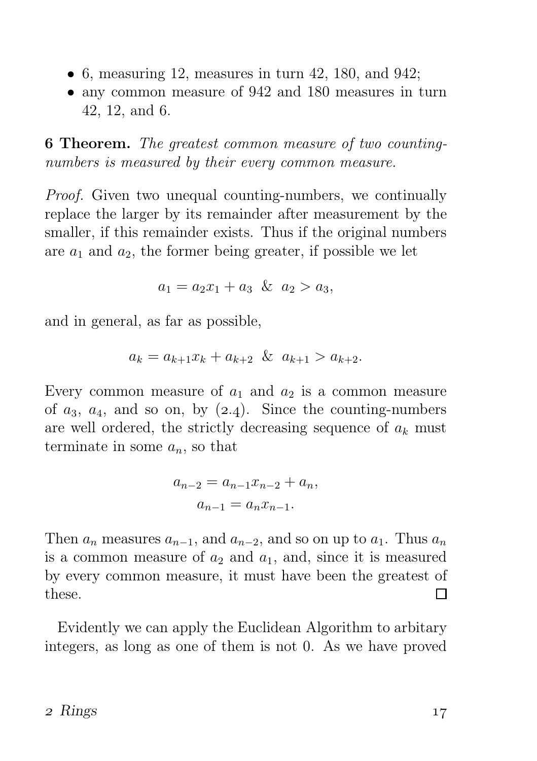- 6, measuring 12, measures in turn 42, 180, and 942;
- any common measure of 942 and 180 measures in turn 42, 12, and 6.

**6 Theorem.** *The greatest common measure of two counting-numbers is measured by their every common measure.*

*Proof.* Given two unequal counting-numbers, we continually replace the larger by its remainder after measurement by the smaller, if this remainder exists. Thus if the original numbers are $a_1$ and $a_2$, the former being greater, if possible we let

$$a_1 = a_2 x_1 + a_3 \ \ \& \ \ a_2 > a_3,$$

and in general, as far as possible,

$$a_k = a_{k+1} x_k + a_{k+2} \ \ \& \ \ a_{k+1} > a_{k+2}.$$

Every common measure of $a_1$ and $a_2$ is a common measure of $a_3$, $a_4$, and so on, by (2.4). Since the counting-numbers are well ordered, the strictly decreasing sequence of $a_k$ must terminate in some $a_n$, so that

$$a_{n-2} = a_{n-1} x_{n-2} + a_n,$$
$$a_{n-1} = a_n x_{n-1}.$$

Then $a_n$ measures $a_{n-1}$, and $a_{n-2}$, and so on up to $a_1$. Thus $a_n$ is a common measure of $a_2$ and $a_1$, and, since it is measured by every common measure, it must have been the greatest of these. □

Evidently we can apply the Euclidean Algorithm to arbitary integers, as long as one of them is not 0. As we have proved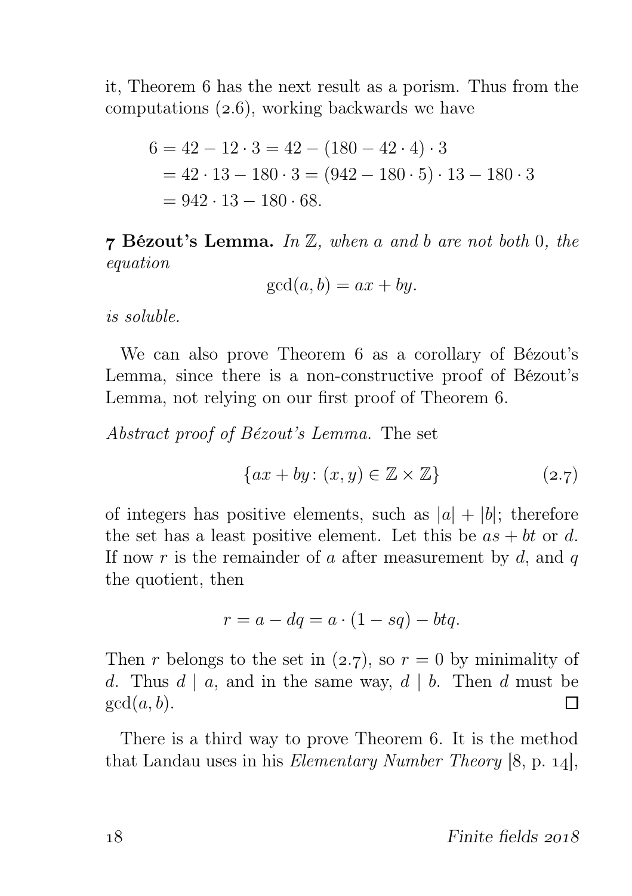it, Theorem 6 has the next result as a porism. Thus from the computations (2.6), working backwards we have

$$\begin{aligned}
6 &= 42 - 12 \cdot 3 = 42 - (180 - 42 \cdot 4) \cdot 3 \\
&= 42 \cdot 13 - 180 \cdot 3 = (942 - 180 \cdot 5) \cdot 13 - 180 \cdot 3 \\
&= 942 \cdot 13 - 180 \cdot 68.
\end{aligned}$$

**7 Bézout's Lemma.** *In $\mathbb{Z}$, when $a$ and $b$ are not both $0$, the equation*

$$\gcd(a, b) = ax + by.$$

*is soluble.*

We can also prove Theorem 6 as a corollary of Bézout's Lemma, since there is a non-constructive proof of Bézout's Lemma, not relying on our first proof of Theorem 6.

*Abstract proof of Bézout's Lemma.* The set

$$\{ax + by \colon (x, y) \in \mathbb{Z} \times \mathbb{Z}\} \tag{2.7}$$

of integers has positive elements, such as $|a| + |b|$; therefore the set has a least positive element. Let this be $as + bt$ or $d$. If now $r$ is the remainder of $a$ after measurement by $d$, and $q$ the quotient, then

$$r = a - dq = a \cdot (1 - sq) - btq.$$

Then $r$ belongs to the set in (2.7), so $r = 0$ by minimality of $d$. Thus $d \mid a$, and in the same way, $d \mid b$. Then $d$ must be $\gcd(a, b)$. □

There is a third way to prove Theorem 6. It is the method that Landau uses in his *Elementary Number Theory* [8, p. 14],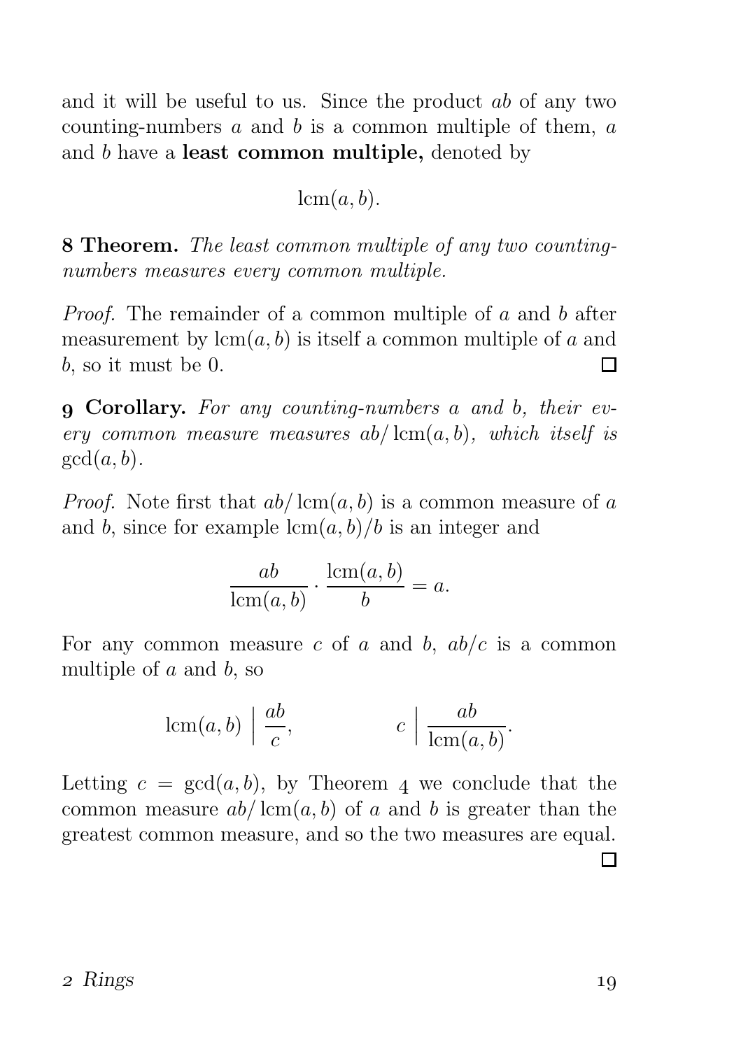and it will be useful to us. Since the product $ab$ of any two counting-numbers $a$ and $b$ is a common multiple of them, $a$ and $b$ have a **least common multiple,** denoted by

$$\operatorname{lcm}(a, b).$$

**8 Theorem.** *The least common multiple of any two counting-numbers measures every common multiple.*

*Proof.* The remainder of a common multiple of $a$ and $b$ after measurement by $\operatorname{lcm}(a, b)$ is itself a common multiple of $a$ and $b$, so it must be 0. □

**9 Corollary.** *For any counting-numbers $a$ and $b$, their every common measure measures $ab/\operatorname{lcm}(a, b)$, which itself is $\gcd(a, b)$.*

*Proof.* Note first that $ab/\operatorname{lcm}(a, b)$ is a common measure of $a$ and $b$, since for example $\operatorname{lcm}(a, b)/b$ is an integer and

$$\frac{ab}{\operatorname{lcm}(a, b)} \cdot \frac{\operatorname{lcm}(a, b)}{b} = a.$$

For any common measure $c$ of $a$ and $b$, $ab/c$ is a common multiple of $a$ and $b$, so

$$\operatorname{lcm}(a, b) \biggm| \frac{ab}{c}, \qquad\qquad c \biggm| \frac{ab}{\operatorname{lcm}(a, b)}.$$

Letting $c = \gcd(a, b)$, by Theorem 4 we conclude that the common measure $ab/\operatorname{lcm}(a, b)$ of $a$ and $b$ is greater than the greatest common measure, and so the two measures are equal. □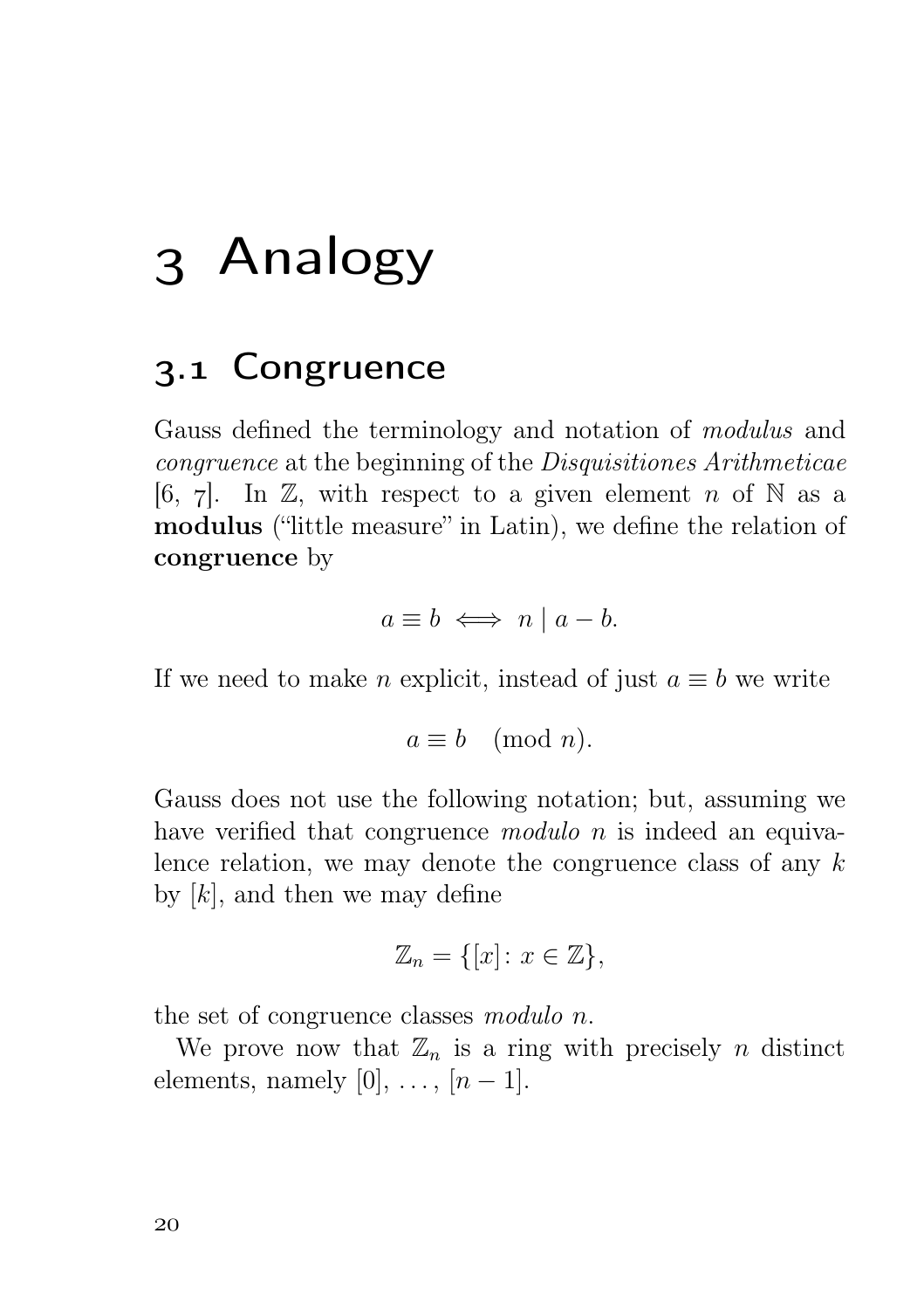# 3 Analogy

## 3.1 Congruence

Gauss defined the terminology and notation of *modulus* and *congruence* at the beginning of the *Disquisitiones Arithmeticae* [6, 7]. In $\mathbb{Z}$, with respect to a given element $n$ of $\mathbb{N}$ as a **modulus** ("little measure" in Latin), we define the relation of **congruence** by

$$a \equiv b \iff n \mid a - b.$$

If we need to make $n$ explicit, instead of just $a \equiv b$ we write

$$a \equiv b \pmod{n}.$$

Gauss does not use the following notation; but, assuming we have verified that congruence *modulo* $n$ is indeed an equivalence relation, we may denote the congruence class of any $k$ by $[k]$, and then we may define

$$\mathbb{Z}_n = \{[x] \colon x \in \mathbb{Z}\},$$

the set of congruence classes *modulo* $n$.

We prove now that $\mathbb{Z}_n$ is a ring with precisely $n$ distinct elements, namely $[0], \ldots, [n-1]$.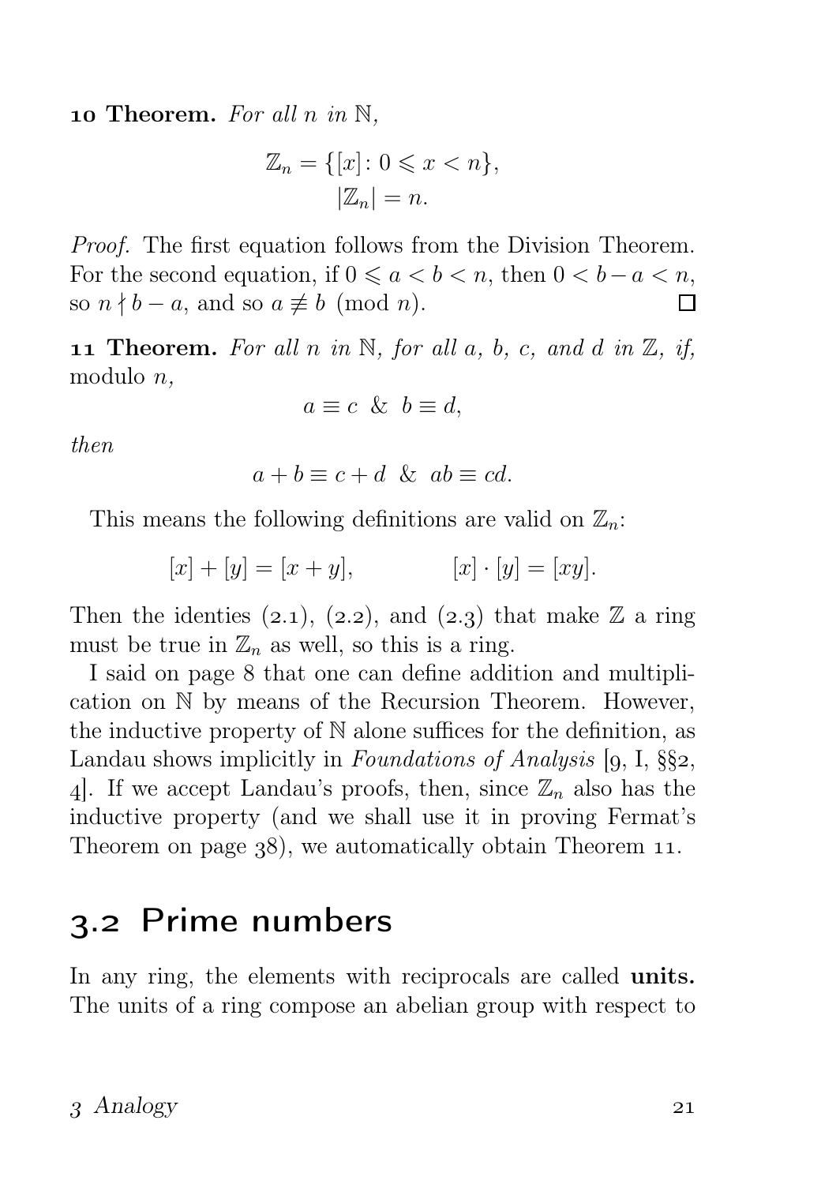**10 Theorem.** *For all $n$ in $\mathbb{N}$,*

$$\mathbb{Z}_n = \{[x] \colon 0 \leqslant x < n\},$$
$$|\mathbb{Z}_n| = n.$$

*Proof.* The first equation follows from the Division Theorem. For the second equation, if $0 \leqslant a < b < n$, then $0 < b - a < n$, so $n \nmid b - a$, and so $a \not\equiv b \pmod{n}$. □

**11 Theorem.** *For all $n$ in $\mathbb{N}$, for all $a$, $b$, $c$, and $d$ in $\mathbb{Z}$, if,* modulo $n$,

$$a \equiv c \;\;\&\;\; b \equiv d,$$

*then*

$$a + b \equiv c + d \;\;\&\;\; ab \equiv cd.$$

This means the following definitions are valid on $\mathbb{Z}_n$:

$$[x] + [y] = [x + y], \qquad\qquad [x] \cdot [y] = [xy].$$

Then the identies (2.1), (2.2), and (2.3) that make $\mathbb{Z}$ a ring must be true in $\mathbb{Z}_n$ as well, so this is a ring.

I said on page 8 that one can define addition and multiplication on $\mathbb{N}$ by means of the Recursion Theorem. However, the inductive property of $\mathbb{N}$ alone suffices for the definition, as Landau shows implicitly in *Foundations of Analysis* [9, I, §§2, 4]. If we accept Landau's proofs, then, since $\mathbb{Z}_n$ also has the inductive property (and we shall use it in proving Fermat's Theorem on page 38), we automatically obtain Theorem 11.

## 3.2 Prime numbers

In any ring, the elements with reciprocals are called **units.** The units of a ring compose an abelian group with respect to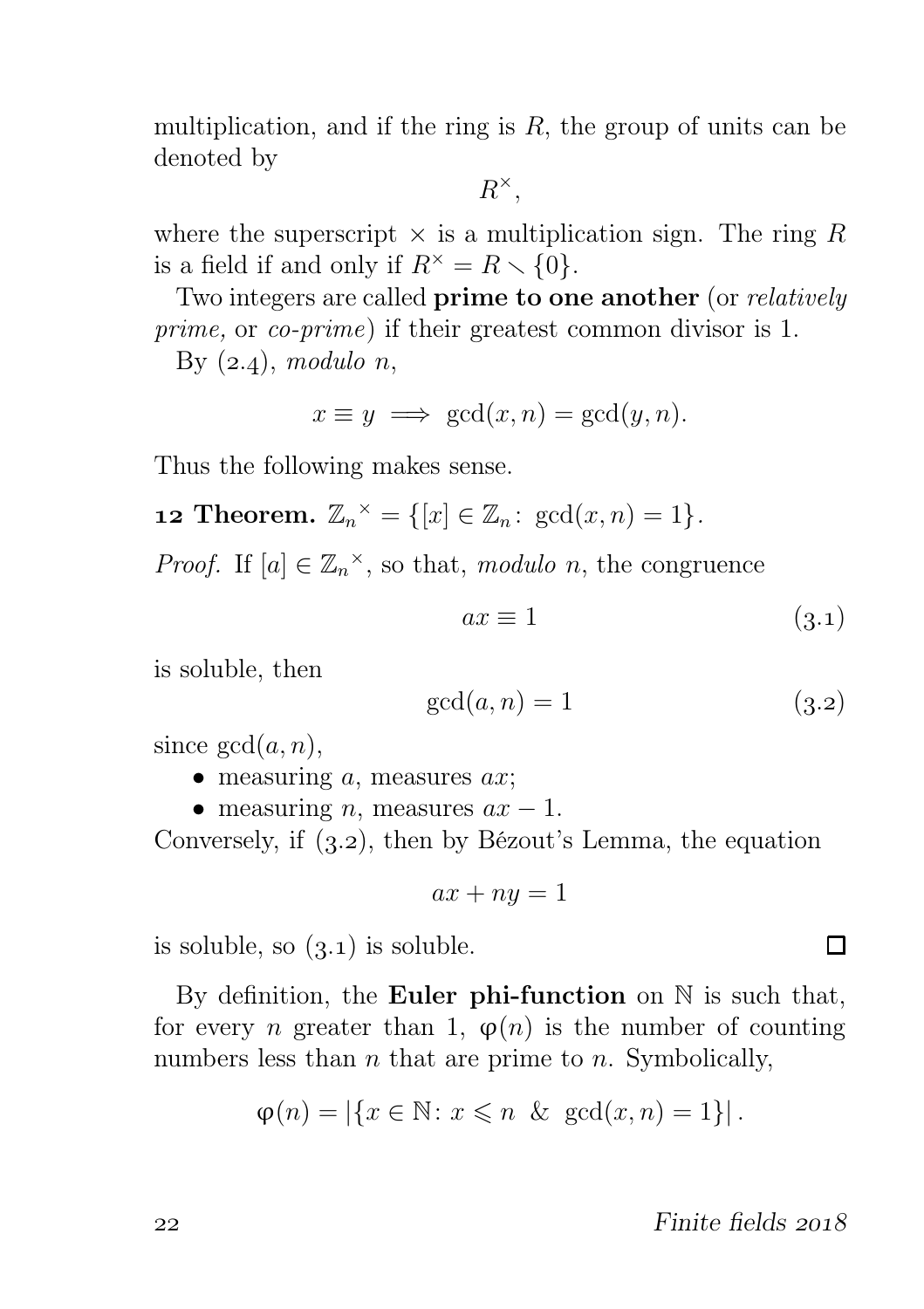multiplication, and if the ring is $R$, the group of units can be denoted by

$$R^{\times},$$

where the superscript $\times$ is a multiplication sign. The ring $R$ is a field if and only if $R^{\times} = R \smallsetminus \{0\}$.

Two integers are called **prime to one another** (or *relatively prime,* or *co-prime*) if their greatest common divisor is 1.

By (2.4), *modulo* $n$,

$$x \equiv y \implies \gcd(x, n) = \gcd(y, n).$$

Thus the following makes sense.

**12 Theorem.** $\mathbb{Z}_n{}^{\times} = \{[x] \in \mathbb{Z}_n \colon \gcd(x, n) = 1\}$.

*Proof.* If $[a] \in \mathbb{Z}_n{}^{\times}$, so that, *modulo* $n$, the congruence

$$ax \equiv 1 \tag{3.1}$$

is soluble, then

$$\gcd(a, n) = 1 \tag{3.2}$$

since $\gcd(a, n)$,

- measuring $a$, measures $ax$;
- measuring $n$, measures $ax - 1$.

Conversely, if (3.2), then by Bézout's Lemma, the equation

$$ax + ny = 1$$

is soluble, so (3.1) is soluble. □

By definition, the **Euler phi-function** on $\mathbb{N}$ is such that, for every $n$ greater than 1, $\varphi(n)$ is the number of counting numbers less than $n$ that are prime to $n$. Symbolically,

$$\varphi(n) = |\{x \in \mathbb{N} \colon x \leqslant n \ \& \ \gcd(x, n) = 1\}|.$$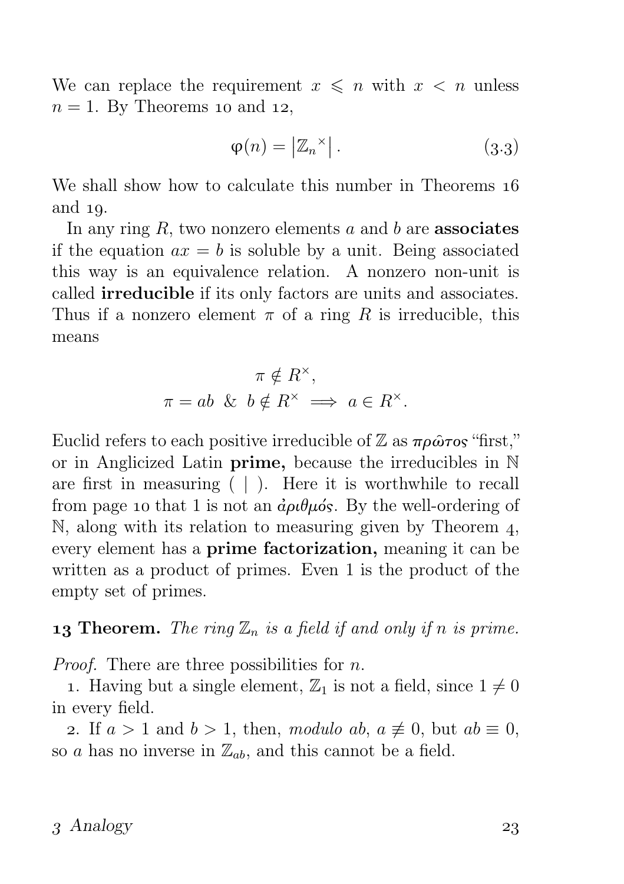We can replace the requirement $x \leqslant n$ with $x < n$ unless $n = 1$. By Theorems 10 and 12,

$$\varphi(n) = \left|\mathbb{Z}_n{}^{\times}\right|. \tag{3.3}$$

We shall show how to calculate this number in Theorems 16 and 19.

In any ring $R$, two nonzero elements $a$ and $b$ are **associates** if the equation $ax = b$ is soluble by a unit. Being associated this way is an equivalence relation. A nonzero non-unit is called **irreducible** if its only factors are units and associates. Thus if a nonzero element $\pi$ of a ring $R$ is irreducible, this means

$$\begin{gathered} \pi \notin R^{\times}, \\ \pi = ab \ \ \& \ \ b \notin R^{\times} \implies a \in R^{\times}. \end{gathered}$$

Euclid refers to each positive irreducible of $\mathbb{Z}$ as πρῶτος "first," or in Anglicized Latin **prime,** because the irreducibles in $\mathbb{N}$ are first in measuring ( $|$ ). Here it is worthwhile to recall from page 10 that 1 is not an ἀριθμός. By the well-ordering of $\mathbb{N}$, along with its relation to measuring given by Theorem 4, every element has a **prime factorization,** meaning it can be written as a product of primes. Even 1 is the product of the empty set of primes.

**13 Theorem.** *The ring $\mathbb{Z}_n$ is a field if and only if $n$ is prime.*

*Proof.* There are three possibilities for $n$.

1. Having but a single element, $\mathbb{Z}_1$ is not a field, since $1 \neq 0$ in every field.

2. If $a > 1$ and $b > 1$, then, *modulo* $ab$, $a \not\equiv 0$, but $ab \equiv 0$, so $a$ has no inverse in $\mathbb{Z}_{ab}$, and this cannot be a field.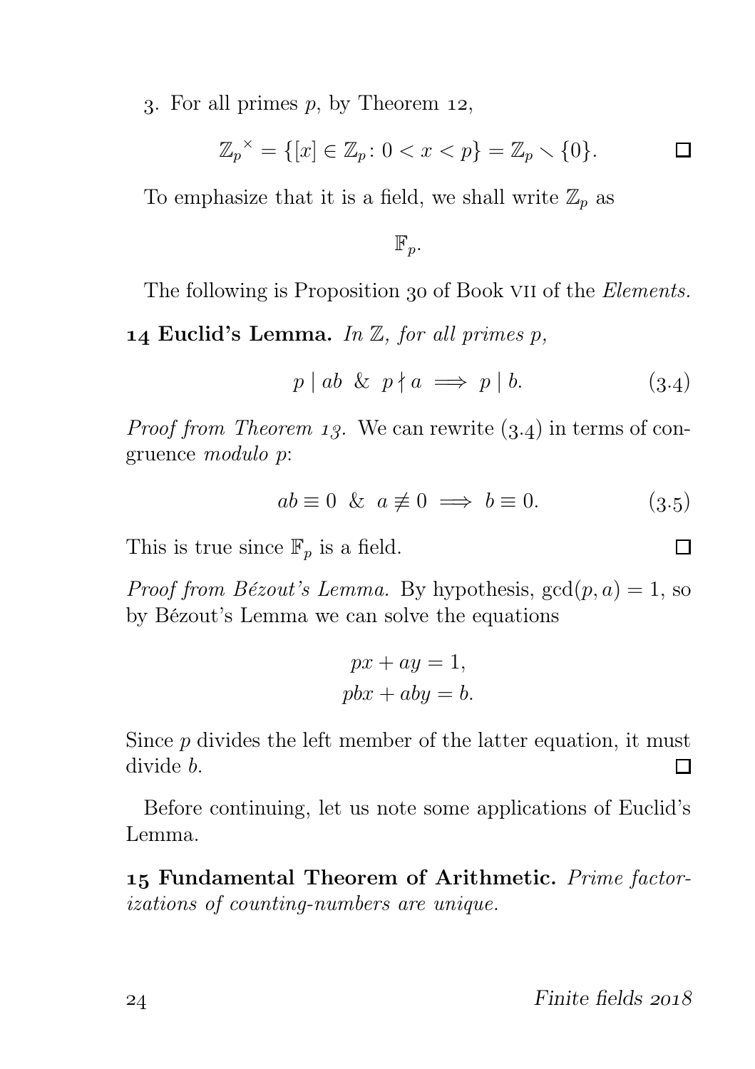3. For all primes $p$, by Theorem 12,

$$\mathbb{Z}_p{}^{\times} = \{[x] \in \mathbb{Z}_p \colon 0 < x < p\} = \mathbb{Z}_p \smallsetminus \{0\}. \qquad \square$$

To emphasize that it is a field, we shall write $\mathbb{Z}_p$ as

$$\mathbb{F}_p.$$

The following is Proposition 30 of Book VII of the *Elements.*

**14 Euclid's Lemma.** *In $\mathbb{Z}$, for all primes $p$,*

$$p \mid ab \;\;\&\;\; p \nmid a \implies p \mid b. \tag{3.4}$$

*Proof from Theorem 13.* We can rewrite (3.4) in terms of congruence *modulo* $p$:

$$ab \equiv 0 \;\;\&\;\; a \not\equiv 0 \implies b \equiv 0. \tag{3.5}$$

This is true since $\mathbb{F}_p$ is a field. $\square$

*Proof from Bézout's Lemma.* By hypothesis, $\gcd(p, a) = 1$, so by Bézout's Lemma we can solve the equations

$$\begin{aligned} px + ay &= 1, \\ pbx + aby &= b. \end{aligned}$$

Since $p$ divides the left member of the latter equation, it must divide $b$. $\square$

Before continuing, let us note some applications of Euclid's Lemma.

**15 Fundamental Theorem of Arithmetic.** *Prime factorizations of counting-numbers are unique.*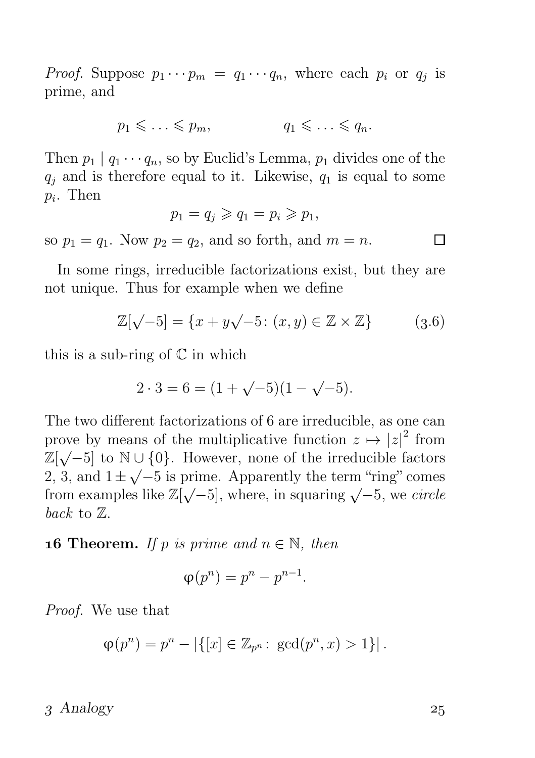*Proof.* Suppose $p_1 \cdots p_m = q_1 \cdots q_n$, where each $p_i$ or $q_j$ is prime, and

$$p_1 \leqslant \ldots \leqslant p_m, \qquad\qquad q_1 \leqslant \ldots \leqslant q_n.$$

Then $p_1 \mid q_1 \cdots q_n$, so by Euclid's Lemma, $p_1$ divides one of the $q_j$ and is therefore equal to it. Likewise, $q_1$ is equal to some $p_i$. Then

$$p_1 = q_j \geqslant q_1 = p_i \geqslant p_1,$$

so $p_1 = q_1$. Now $p_2 = q_2$, and so forth, and $m = n$. □

In some rings, irreducible factorizations exist, but they are not unique. Thus for example when we define

$$\mathbb{Z}[\sqrt{-5}] = \{x + y\sqrt{-5} \colon (x, y) \in \mathbb{Z} \times \mathbb{Z}\} \tag{3.6}$$

this is a sub-ring of $\mathbb{C}$ in which

$$2 \cdot 3 = 6 = (1 + \sqrt{-5})(1 - \sqrt{-5}).$$

The two different factorizations of 6 are irreducible, as one can prove by means of the multiplicative function $z \mapsto |z|^2$ from $\mathbb{Z}[\sqrt{-5}]$ to $\mathbb{N} \cup \{0\}$. However, none of the irreducible factors 2, 3, and $1 \pm \sqrt{-5}$ is prime. Apparently the term "ring" comes from examples like $\mathbb{Z}[\sqrt{-5}]$, where, in squaring $\sqrt{-5}$, we *circle back* to $\mathbb{Z}$.

**16 Theorem.** *If $p$ is prime and $n \in \mathbb{N}$, then*

$$\varphi(p^n) = p^n - p^{n-1}.$$

*Proof.* We use that

$$\varphi(p^n) = p^n - |\{[x] \in \mathbb{Z}_{p^n} \colon \gcd(p^n, x) > 1\}|.$$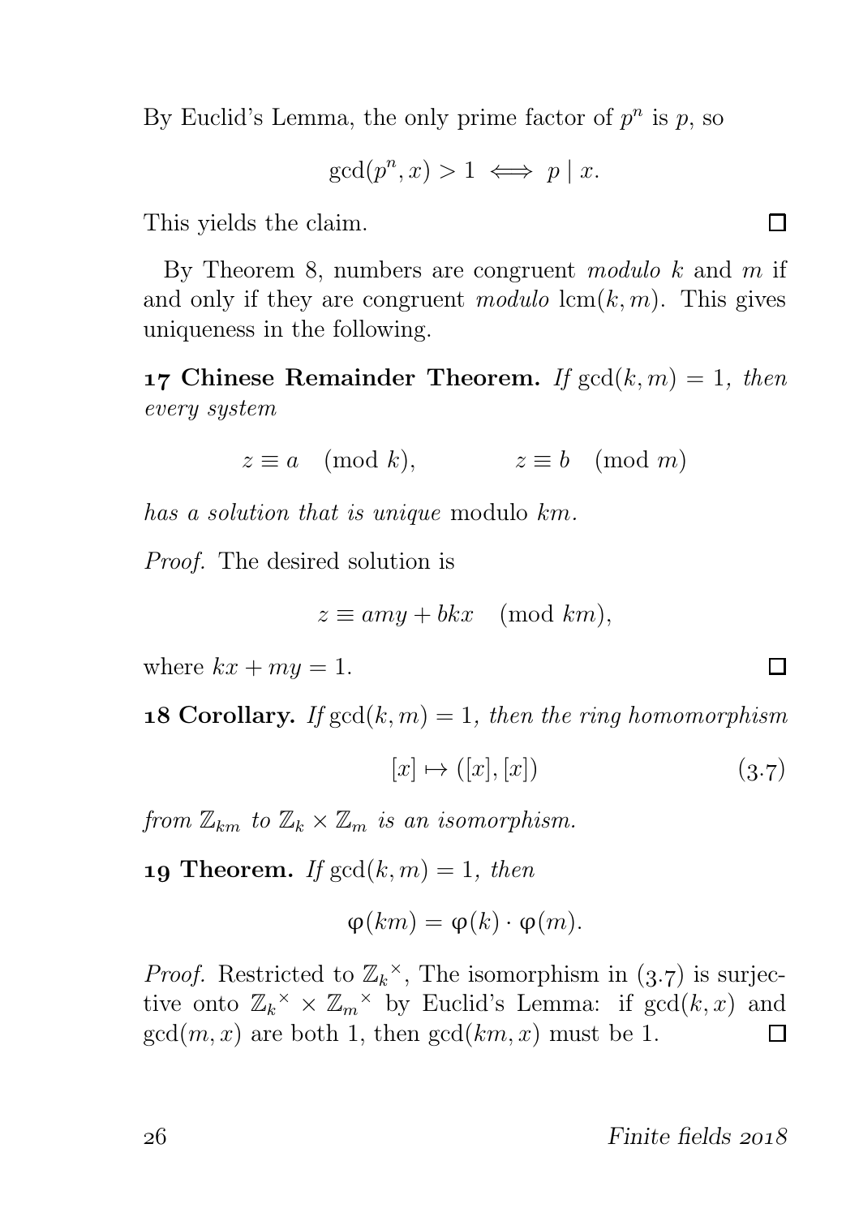By Euclid's Lemma, the only prime factor of $p^n$ is $p$, so

$$\gcd(p^n, x) > 1 \iff p \mid x.$$

This yields the claim. □

By Theorem 8, numbers are congruent *modulo* $k$ and $m$ if and only if they are congruent *modulo* $\operatorname{lcm}(k, m)$. This gives uniqueness in the following.

**17 Chinese Remainder Theorem.** *If* $\gcd(k, m) = 1$*, then every system*

$$z \equiv a \pmod{k}, \qquad\qquad z \equiv b \pmod{m}$$

*has a solution that is unique* modulo $km$.

*Proof.* The desired solution is

$$z \equiv amy + bkx \pmod{km},$$

where $kx + my = 1$. □

**18 Corollary.** *If* $\gcd(k, m) = 1$*, then the ring homomorphism*

$$[x] \mapsto ([x], [x]) \tag{3.7}$$

*from* $\mathbb{Z}_{km}$ *to* $\mathbb{Z}_k \times \mathbb{Z}_m$ *is an isomorphism.*

**19 Theorem.** *If* $\gcd(k, m) = 1$*, then*

$$\varphi(km) = \varphi(k) \cdot \varphi(m).$$

*Proof.* Restricted to ${\mathbb{Z}_k}^\times$, The isomorphism in (3.7) is surjective onto ${\mathbb{Z}_k}^\times \times {\mathbb{Z}_m}^\times$ by Euclid's Lemma: if $\gcd(k, x)$ and $\gcd(m, x)$ are both 1, then $\gcd(km, x)$ must be 1. □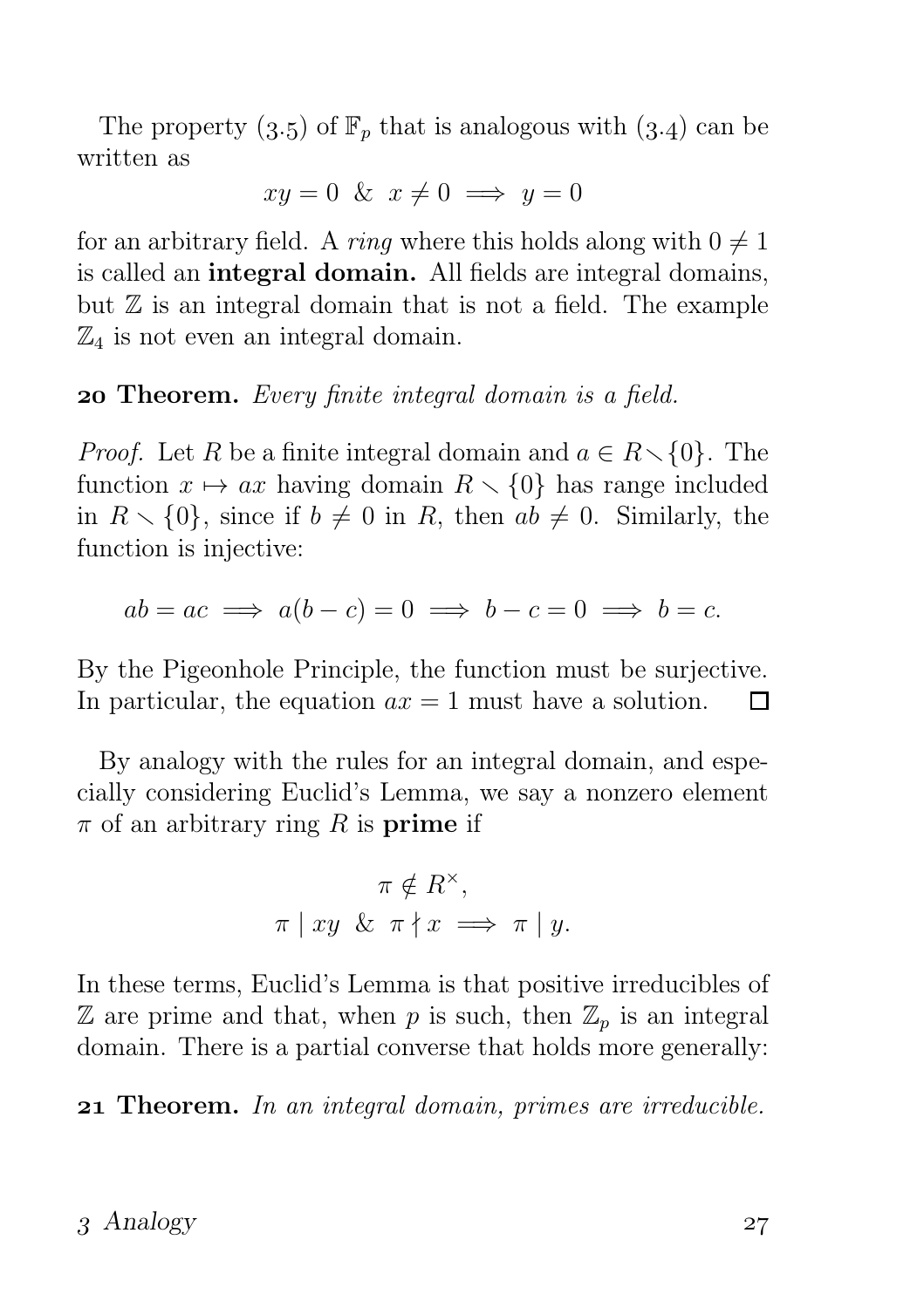The property (3.5) of $\mathbb{F}_p$ that is analogous with (3.4) can be written as

$$xy = 0 \ \& \ x \neq 0 \implies y = 0$$

for an arbitrary field. A *ring* where this holds along with $0 \neq 1$ is called an **integral domain.** All fields are integral domains, but $\mathbb{Z}$ is an integral domain that is not a field. The example $\mathbb{Z}_4$ is not even an integral domain.

**20 Theorem.** *Every finite integral domain is a field.*

*Proof.* Let $R$ be a finite integral domain and $a \in R \smallsetminus \{0\}$. The function $x \mapsto ax$ having domain $R \smallsetminus \{0\}$ has range included in $R \smallsetminus \{0\}$, since if $b \neq 0$ in $R$, then $ab \neq 0$. Similarly, the function is injective:

$$ab = ac \implies a(b - c) = 0 \implies b - c = 0 \implies b = c.$$

By the Pigeonhole Principle, the function must be surjective. In particular, the equation $ax = 1$ must have a solution. $\square$

By analogy with the rules for an integral domain, and especially considering Euclid's Lemma, we say a nonzero element $\pi$ of an arbitrary ring $R$ is **prime** if

$$\pi \notin R^{\times},$$
$$\pi \mid xy \ \& \ \pi \nmid x \implies \pi \mid y.$$

In these terms, Euclid's Lemma is that positive irreducibles of $\mathbb{Z}$ are prime and that, when $p$ is such, then $\mathbb{Z}_p$ is an integral domain. There is a partial converse that holds more generally:

**21 Theorem.** *In an integral domain, primes are irreducible.*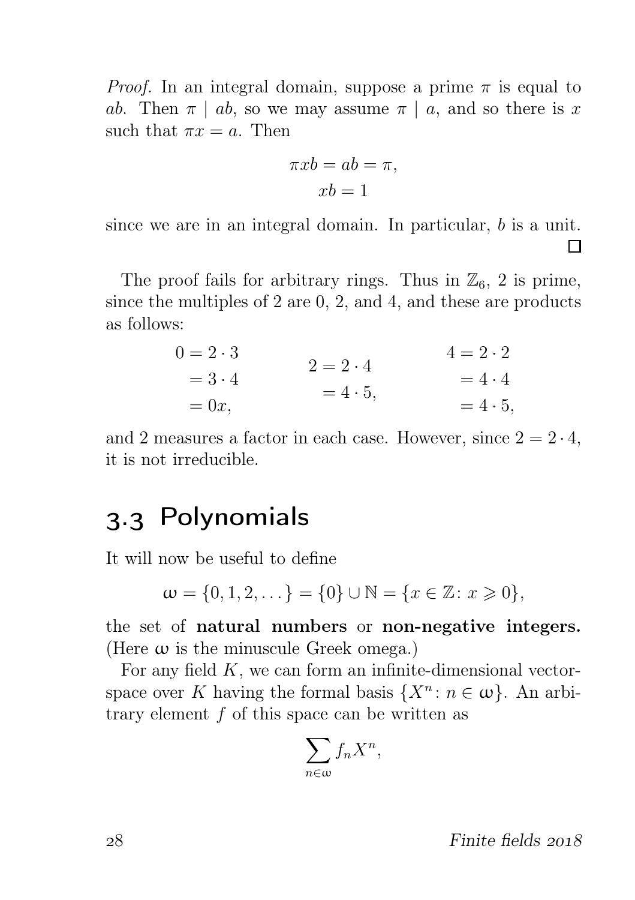*Proof.* In an integral domain, suppose a prime $\pi$ is equal to $ab$. Then $\pi \mid ab$, so we may assume $\pi \mid a$, and so there is $x$ such that $\pi x = a$. Then

$$\begin{gathered} \pi x b = ab = \pi, \\ xb = 1 \end{gathered}$$

since we are in an integral domain. In particular, $b$ is a unit. □

The proof fails for arbitrary rings. Thus in $\mathbb{Z}_6$, 2 is prime, since the multiples of 2 are 0, 2, and 4, and these are products as follows:

$$\begin{aligned} 0 &= 2 \cdot 3 \\ &= 3 \cdot 4 \\ &= 0x, \end{aligned} \qquad \begin{aligned} 2 &= 2 \cdot 4 \\ &= 4 \cdot 5, \end{aligned} \qquad \begin{aligned} 4 &= 2 \cdot 2 \\ &= 4 \cdot 4 \\ &= 4 \cdot 5, \end{aligned}$$

and 2 measures a factor in each case. However, since $2 = 2 \cdot 4$, it is not irreducible.

## 3.3 Polynomials

It will now be useful to define

$$\omega = \{0, 1, 2, \dots\} = \{0\} \cup \mathbb{N} = \{x \in \mathbb{Z} \colon x \geqslant 0\},$$

the set of **natural numbers** or **non-negative integers.** (Here $\omega$ is the minuscule Greek omega.)

For any field $K$, we can form an infinite-dimensional vector-space over $K$ having the formal basis $\{X^n \colon n \in \omega\}$. An arbitrary element $f$ of this space can be written as

$$\sum_{n \in \omega} f_n X^n,$$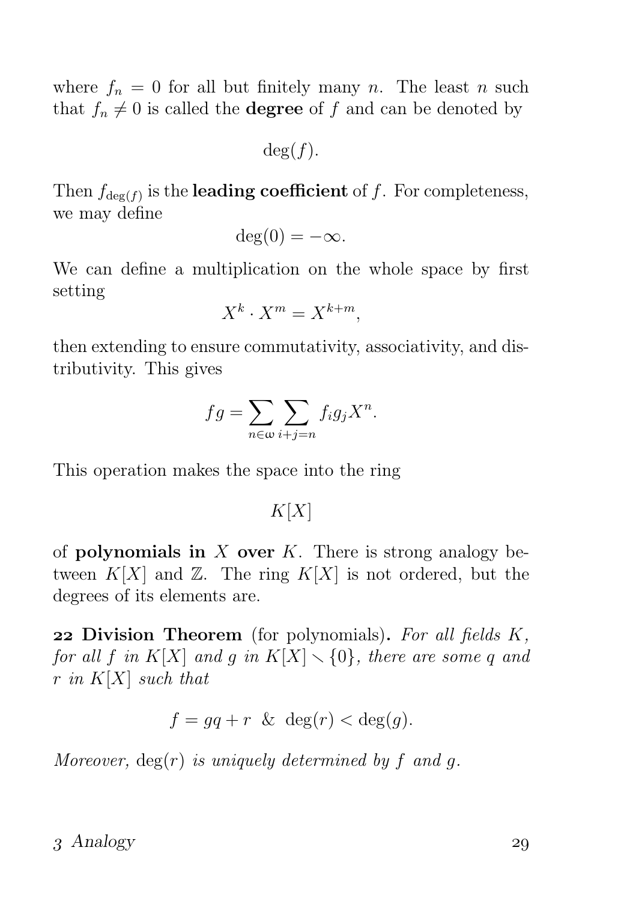where $f_n = 0$ for all but finitely many $n$. The least $n$ such that $f_n \neq 0$ is called the **degree** of $f$ and can be denoted by

$$\deg(f).$$

Then $f_{\deg(f)}$ is the **leading coefficient** of $f$. For completeness, we may define

$$\deg(0) = -\infty.$$

We can define a multiplication on the whole space by first setting

$$X^k \cdot X^m = X^{k+m},$$

then extending to ensure commutativity, associativity, and distributivity. This gives

$$fg = \sum_{n \in \omega} \sum_{i+j=n} f_i g_j X^n.$$

This operation makes the space into the ring

$$K[X]$$

of **polynomials in** $X$ **over** $K$. There is strong analogy between $K[X]$ and $\mathbb{Z}$. The ring $K[X]$ is not ordered, but the degrees of its elements are.

**22 Division Theorem** (for polynomials)**.** *For all fields $K$, for all $f$ in $K[X]$ and $g$ in $K[X] \setminus \{0\}$, there are some $q$ and $r$ in $K[X]$ such that*

$$f = gq + r \ \ \& \ \ \deg(r) < \deg(g).$$

*Moreover,* $\deg(r)$ *is uniquely determined by $f$ and $g$.*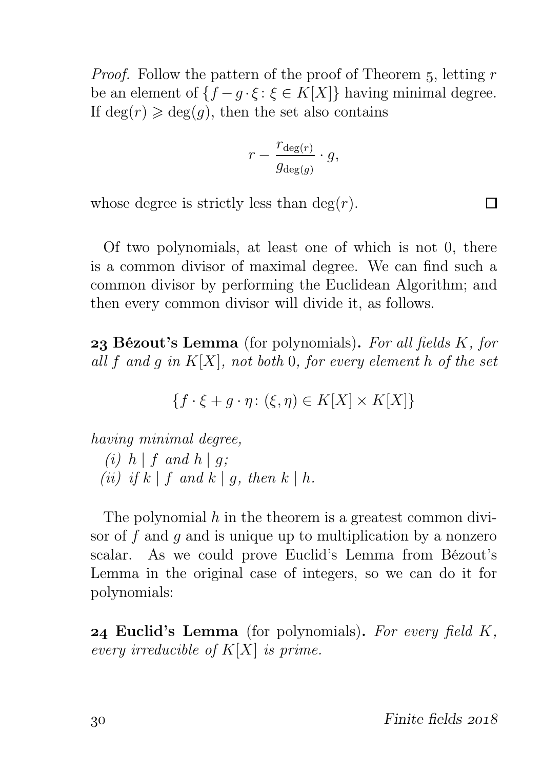*Proof.* Follow the pattern of the proof of Theorem 5, letting $r$ be an element of $\{f - g \cdot \xi : \xi \in K[X]\}$ having minimal degree. If $\deg(r) \geqslant \deg(g)$, then the set also contains

$$r - \frac{r_{\deg(r)}}{g_{\deg(g)}} \cdot g,$$

whose degree is strictly less than $\deg(r)$. □

Of two polynomials, at least one of which is not 0, there is a common divisor of maximal degree. We can find such a common divisor by performing the Euclidean Algorithm; and then every common divisor will divide it, as follows.

**23 Bézout's Lemma** (for polynomials)**.** *For all fields $K$, for all $f$ and $g$ in $K[X]$, not both 0, for every element $h$ of the set*

$$\{f \cdot \xi + g \cdot \eta : (\xi, \eta) \in K[X] \times K[X]\}$$

*having minimal degree,*

*(i) $h \mid f$ and $h \mid g$;*
*(ii) if $k \mid f$ and $k \mid g$, then $k \mid h$.*

The polynomial $h$ in the theorem is a greatest common divisor of $f$ and $g$ and is unique up to multiplication by a nonzero scalar. As we could prove Euclid's Lemma from Bézout's Lemma in the original case of integers, so we can do it for polynomials:

**24 Euclid's Lemma** (for polynomials)**.** *For every field $K$, every irreducible of $K[X]$ is prime.*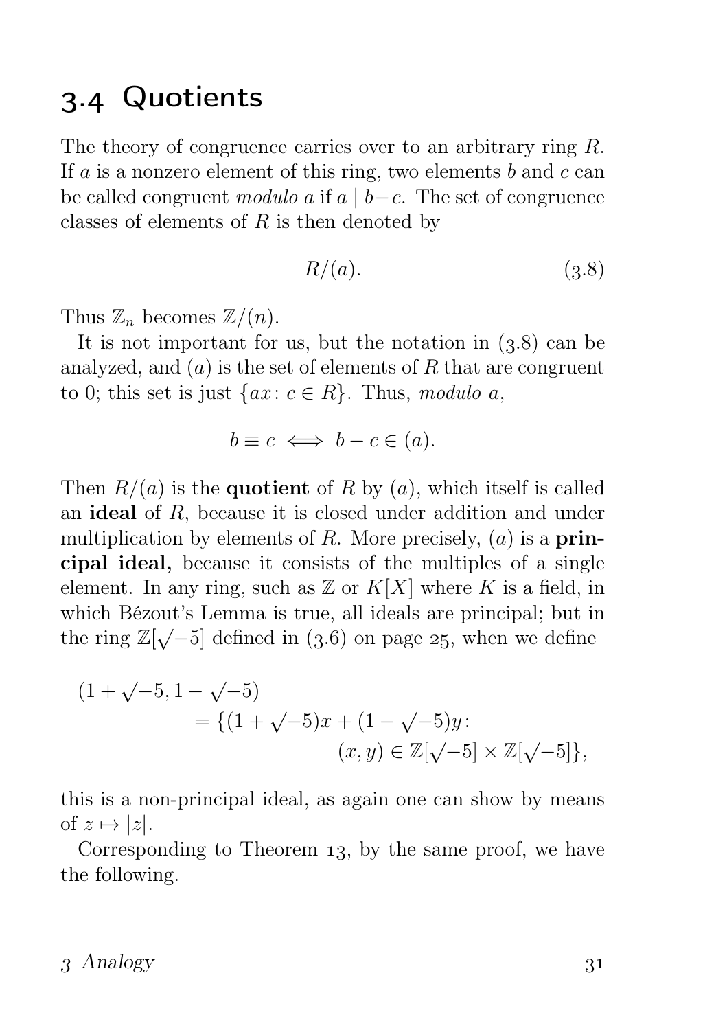## 3.4 Quotients

The theory of congruence carries over to an arbitrary ring $R$. If $a$ is a nonzero element of this ring, two elements $b$ and $c$ can be called congruent *modulo* $a$ if $a \mid b-c$. The set of congruence classes of elements of $R$ is then denoted by

$$R/(a). \tag{3.8}$$

Thus $\mathbb{Z}_n$ becomes $\mathbb{Z}/(n)$.

It is not important for us, but the notation in (3.8) can be analyzed, and $(a)$ is the set of elements of $R$ that are congruent to 0; this set is just $\{ax\colon c \in R\}$. Thus, *modulo* $a$,

$$b \equiv c \iff b - c \in (a).$$

Then $R/(a)$ is the **quotient** of $R$ by $(a)$, which itself is called an **ideal** of $R$, because it is closed under addition and under multiplication by elements of $R$. More precisely, $(a)$ is a **principal ideal,** because it consists of the multiples of a single element. In any ring, such as $\mathbb{Z}$ or $K[X]$ where $K$ is a field, in which Bézout's Lemma is true, all ideals are principal; but in the ring $\mathbb{Z}[\sqrt{-5}]$ defined in (3.6) on page 25, when we define

$$\begin{aligned}(1+\sqrt{-5}, 1-\sqrt{-5}) &\\ = \{(1+\sqrt{-5})x &+ (1-\sqrt{-5})y\colon \\ &(x,y) \in \mathbb{Z}[\sqrt{-5}] \times \mathbb{Z}[\sqrt{-5}]\},\end{aligned}$$

this is a non-principal ideal, as again one can show by means of $z \mapsto |z|$.

Corresponding to Theorem 13, by the same proof, we have the following.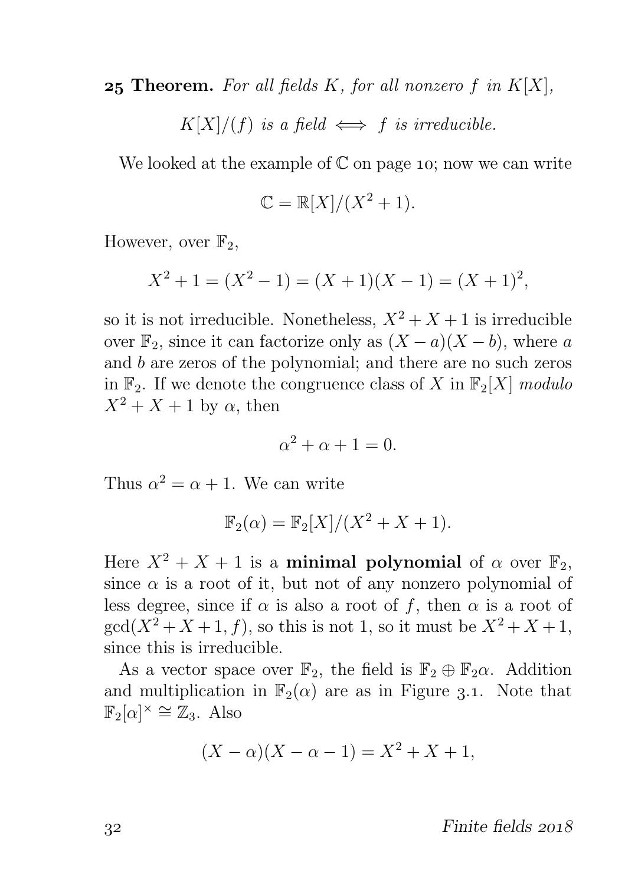**25 Theorem.** *For all fields $K$, for all nonzero $f$ in $K[X]$,*

$$K[X]/(f) \text{ is a field} \iff f \text{ is irreducible.}$$

We looked at the example of $\mathbb{C}$ on page 10; now we can write

$$\mathbb{C} = \mathbb{R}[X]/(X^2 + 1).$$

However, over $\mathbb{F}_2$,

$$X^2 + 1 = (X^2 - 1) = (X + 1)(X - 1) = (X + 1)^2,$$

so it is not irreducible. Nonetheless, $X^2 + X + 1$ is irreducible over $\mathbb{F}_2$, since it can factorize only as $(X - a)(X - b)$, where $a$ and $b$ are zeros of the polynomial; and there are no such zeros in $\mathbb{F}_2$. If we denote the congruence class of $X$ in $\mathbb{F}_2[X]$ *modulo* $X^2 + X + 1$ by $\alpha$, then

$$\alpha^2 + \alpha + 1 = 0.$$

Thus $\alpha^2 = \alpha + 1$. We can write

$$\mathbb{F}_2(\alpha) = \mathbb{F}_2[X]/(X^2 + X + 1).$$

Here $X^2 + X + 1$ is a **minimal polynomial** of $\alpha$ over $\mathbb{F}_2$, since $\alpha$ is a root of it, but not of any nonzero polynomial of less degree, since if $\alpha$ is also a root of $f$, then $\alpha$ is a root of $\gcd(X^2 + X + 1, f)$, so this is not 1, so it must be $X^2 + X + 1$, since this is irreducible.

As a vector space over $\mathbb{F}_2$, the field is $\mathbb{F}_2 \oplus \mathbb{F}_2\alpha$. Addition and multiplication in $\mathbb{F}_2(\alpha)$ are as in Figure 3.1. Note that $\mathbb{F}_2[\alpha]^\times \cong \mathbb{Z}_3$. Also

$$(X - \alpha)(X - \alpha - 1) = X^2 + X + 1,$$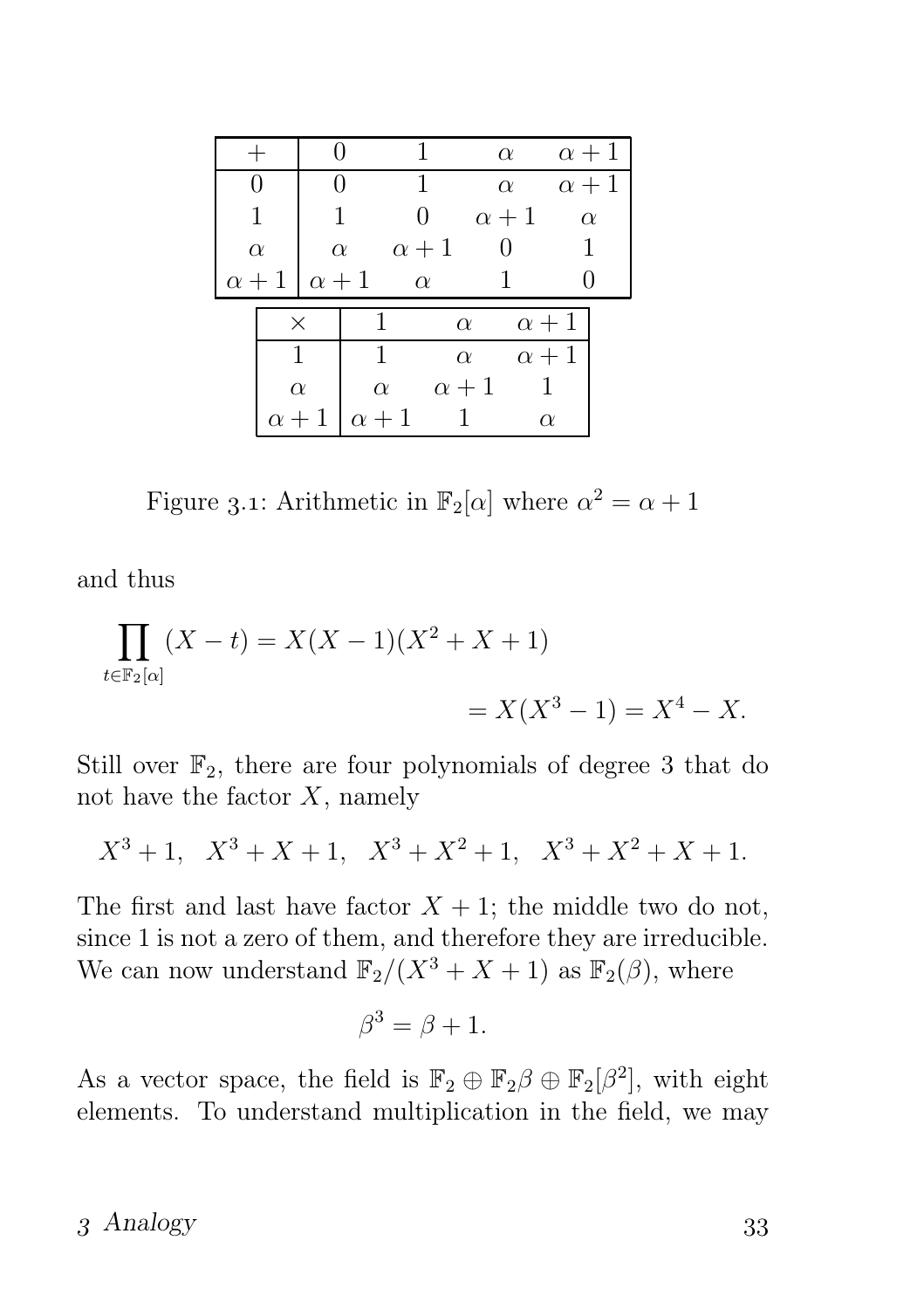| $+$ | $0$ | $1$ | $\alpha$ | $\alpha+1$ |
|---|---|---|---|---|
| $0$ | $0$ | $1$ | $\alpha$ | $\alpha+1$ |
| $1$ | $1$ | $0$ | $\alpha+1$ | $\alpha$ |
| $\alpha$ | $\alpha$ | $\alpha+1$ | $0$ | $1$ |
| $\alpha+1$ | $\alpha+1$ | $\alpha$ | $1$ | $0$ |

| $\times$ | $1$ | $\alpha$ | $\alpha+1$ |
|---|---|---|---|
| $1$ | $1$ | $\alpha$ | $\alpha+1$ |
| $\alpha$ | $\alpha$ | $\alpha+1$ | $1$ |
| $\alpha+1$ | $\alpha+1$ | $1$ | $\alpha$ |

Figure 3.1: Arithmetic in $\mathbb{F}_2[\alpha]$ where $\alpha^2 = \alpha + 1$

and thus

$$\prod_{t \in \mathbb{F}_2[\alpha]} (X - t) = X(X-1)(X^2 + X + 1)$$

$$= X(X^3 - 1) = X^4 - X.$$

Still over $\mathbb{F}_2$, there are four polynomials of degree 3 that do not have the factor $X$, namely

$$X^3 + 1, \quad X^3 + X + 1, \quad X^3 + X^2 + 1, \quad X^3 + X^2 + X + 1.$$

The first and last have factor $X + 1$; the middle two do not, since 1 is not a zero of them, and therefore they are irreducible. We can now understand $\mathbb{F}_2/(X^3 + X + 1)$ as $\mathbb{F}_2(\beta)$, where

$$\beta^3 = \beta + 1.$$

As a vector space, the field is $\mathbb{F}_2 \oplus \mathbb{F}_2\beta \oplus \mathbb{F}_2[\beta^2]$, with eight elements. To understand multiplication in the field, we may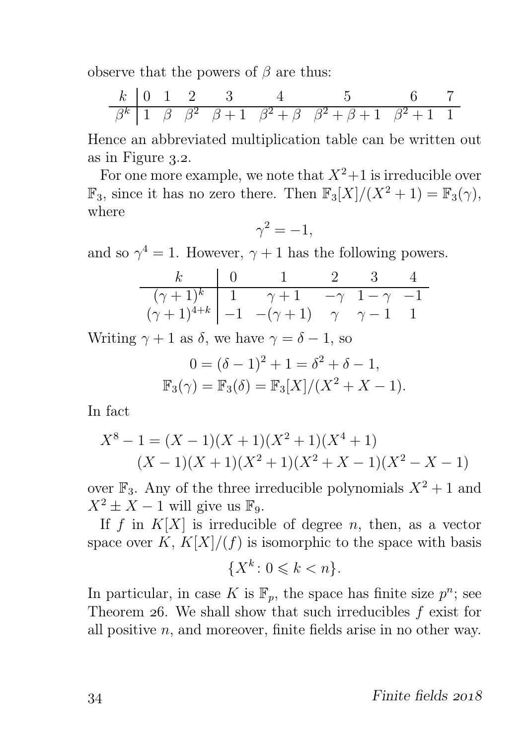observe that the powers of $\beta$ are thus:

| $k$ | 0 | 1 | 2 | 3 | 4 | 5 | 6 | 7 |
|---|---|---|---|---|---|---|---|---|
| $\beta^k$ | 1 | $\beta$ | $\beta^2$ | $\beta+1$ | $\beta^2+\beta$ | $\beta^2+\beta+1$ | $\beta^2+1$ | 1 |

Hence an abbreviated multiplication table can be written out as in Figure 3.2.

For one more example, we note that $X^2+1$ is irreducible over $\mathbb{F}_3$, since it has no zero there. Then $\mathbb{F}_3[X]/(X^2+1) = \mathbb{F}_3(\gamma)$, where

$$\gamma^2 = -1,$$

and so $\gamma^4 = 1$. However, $\gamma+1$ has the following powers.

| $k$ | 0 | 1 | 2 | 3 | 4 |
|---|---|---|---|---|---|
| $(\gamma+1)^k$ | 1 | $\gamma+1$ | $-\gamma$ | $1-\gamma$ | $-1$ |
| $(\gamma+1)^{4+k}$ | $-1$ | $-(\gamma+1)$ | $\gamma$ | $\gamma-1$ | 1 |

Writing $\gamma+1$ as $\delta$, we have $\gamma = \delta - 1$, so

$$0 = (\delta-1)^2 + 1 = \delta^2 + \delta - 1,$$
$$\mathbb{F}_3(\gamma) = \mathbb{F}_3(\delta) = \mathbb{F}_3[X]/(X^2+X-1).$$

In fact

$$X^8 - 1 = (X-1)(X+1)(X^2+1)(X^4+1)$$
$$(X-1)(X+1)(X^2+1)(X^2+X-1)(X^2-X-1)$$

over $\mathbb{F}_3$. Any of the three irreducible polynomials $X^2+1$ and $X^2 \pm X - 1$ will give us $\mathbb{F}_9$.

If $f$ in $K[X]$ is irreducible of degree $n$, then, as a vector space over $K$, $K[X]/(f)$ is isomorphic to the space with basis

$$\{X^k \colon 0 \leqslant k < n\}.$$

In particular, in case $K$ is $\mathbb{F}_p$, the space has finite size $p^n$; see Theorem 26. We shall show that such irreducibles $f$ exist for all positive $n$, and moreover, finite fields arise in no other way.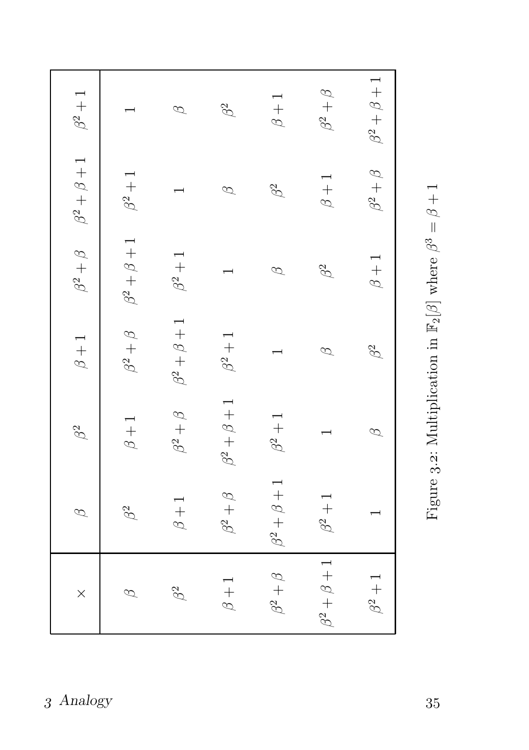| $\times$ | $\beta$ | $\beta^2$ | $\beta+1$ | $\beta^2+\beta$ | $\beta^2+\beta+1$ | $\beta^2+1$ |
|---|---|---|---|---|---|---|
| $\beta$ | $\beta^2$ | $\beta+1$ | $\beta^2+\beta$ | $\beta^2+\beta+1$ | $\beta^2+1$ | $1$ |
| $\beta^2$ | $\beta+1$ | $\beta^2+\beta$ | $\beta^2+\beta+1$ | $\beta^2+1$ | $1$ | $\beta$ |
| $\beta+1$ | $\beta^2+\beta$ | $\beta^2+\beta+1$ | $\beta^2+1$ | $1$ | $\beta$ | $\beta^2$ |
| $\beta^2+\beta$ | $\beta^2+\beta+1$ | $\beta^2+1$ | $1$ | $\beta$ | $\beta^2$ | $\beta+1$ |
| $\beta^2+\beta+1$ | $\beta^2+1$ | $1$ | $\beta$ | $\beta^2$ | $\beta+1$ | $\beta^2+\beta$ |
| $\beta^2+1$ | $1$ | $\beta$ | $\beta^2$ | $\beta+1$ | $\beta^2+\beta$ | $\beta^2+\beta+1$ |

Figure 3.2: Multiplication in $\mathbb{F}_2[\beta]$ where $\beta^3 = \beta + 1$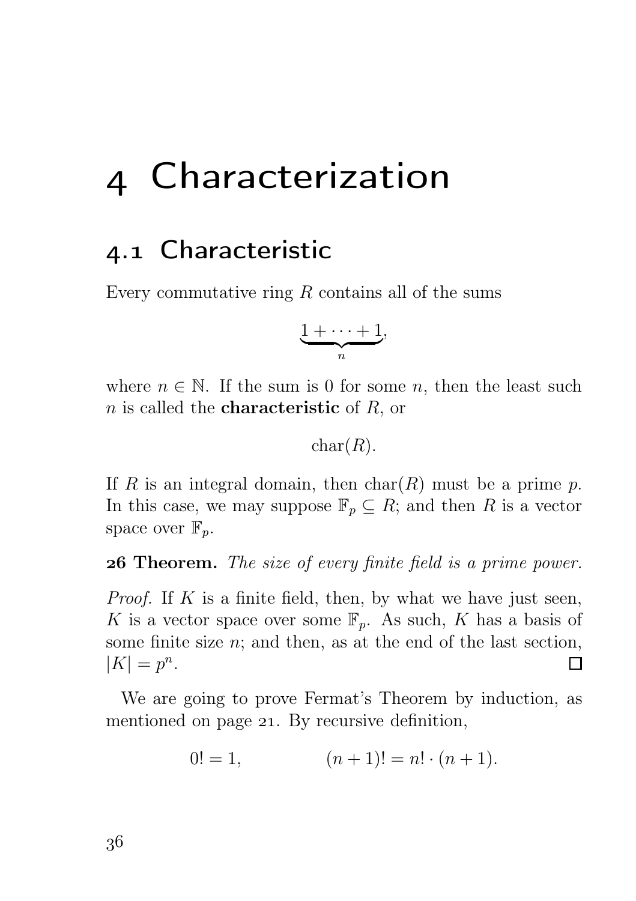# 4 Characterization

## 4.1 Characteristic

Every commutative ring $R$ contains all of the sums

$$\underbrace{1 + \cdots + 1}_{n},$$

where $n \in \mathbb{N}$. If the sum is 0 for some $n$, then the least such $n$ is called the **characteristic** of $R$, or

$$\operatorname{char}(R).$$

If $R$ is an integral domain, then $\operatorname{char}(R)$ must be a prime $p$. In this case, we may suppose $\mathbb{F}_p \subseteq R$; and then $R$ is a vector space over $\mathbb{F}_p$.

**26 Theorem.** *The size of every finite field is a prime power.*

*Proof.* If $K$ is a finite field, then, by what we have just seen, $K$ is a vector space over some $\mathbb{F}_p$. As such, $K$ has a basis of some finite size $n$; and then, as at the end of the last section, $|K| = p^n$. □

We are going to prove Fermat's Theorem by induction, as mentioned on page 21. By recursive definition,

$$0! = 1, \qquad (n+1)! = n! \cdot (n+1).$$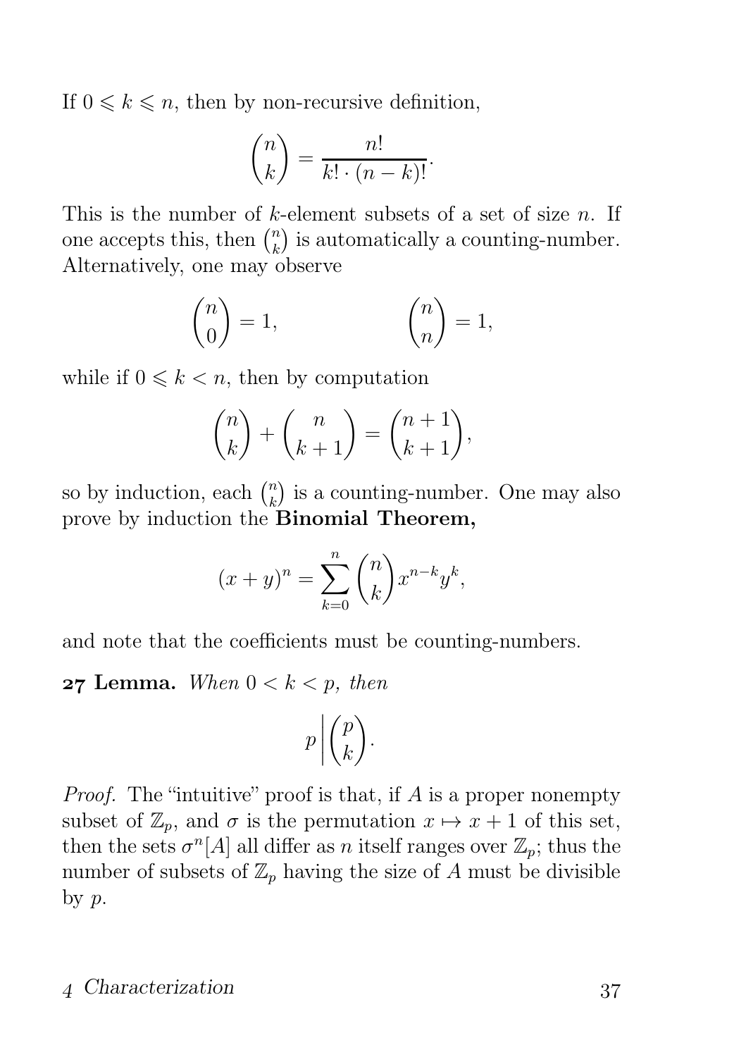If $0 \leqslant k \leqslant n$, then by non-recursive definition,

$$\binom{n}{k} = \frac{n!}{k! \cdot (n-k)!}.$$

This is the number of $k$-element subsets of a set of size $n$. If one accepts this, then $\binom{n}{k}$ is automatically a counting-number. Alternatively, one may observe

$$\binom{n}{0} = 1, \qquad\qquad \binom{n}{n} = 1,$$

while if $0 \leqslant k < n$, then by computation

$$\binom{n}{k} + \binom{n}{k+1} = \binom{n+1}{k+1},$$

so by induction, each $\binom{n}{k}$ is a counting-number. One may also prove by induction the **Binomial Theorem,**

$$(x+y)^n = \sum_{k=0}^{n} \binom{n}{k} x^{n-k} y^k,$$

and note that the coefficients must be counting-numbers.

**27 Lemma.** *When $0 < k < p$, then*

$$p \,\bigg|\, \binom{p}{k}.$$

*Proof.* The "intuitive" proof is that, if $A$ is a proper nonempty subset of $\mathbb{Z}_p$, and $\sigma$ is the permutation $x \mapsto x+1$ of this set, then the sets $\sigma^n[A]$ all differ as $n$ itself ranges over $\mathbb{Z}_p$; thus the number of subsets of $\mathbb{Z}_p$ having the size of $A$ must be divisible by $p$.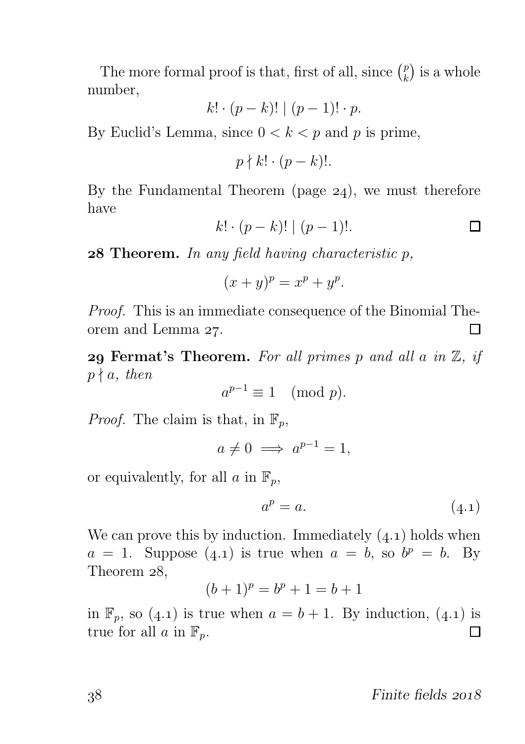The more formal proof is that, first of all, since $\binom{p}{k}$ is a whole number,

$$k! \cdot (p-k)! \mid (p-1)! \cdot p.$$

By Euclid's Lemma, since $0 < k < p$ and $p$ is prime,

$$p \nmid k! \cdot (p-k)!.$$

By the Fundamental Theorem (page 24), we must therefore have

$$k! \cdot (p-k)! \mid (p-1)!. \qquad \square$$

**28 Theorem.** *In any field having characteristic $p$,*

$$(x+y)^p = x^p + y^p.$$

*Proof.* This is an immediate consequence of the Binomial Theorem and Lemma 27. $\square$

**29 Fermat's Theorem.** *For all primes $p$ and all $a$ in $\mathbb{Z}$, if $p \nmid a$, then*

$$a^{p-1} \equiv 1 \pmod{p}.$$

*Proof.* The claim is that, in $\mathbb{F}_p$,

$$a \neq 0 \implies a^{p-1} = 1,$$

or equivalently, for all $a$ in $\mathbb{F}_p$,

$$a^p = a. \tag{4.1}$$

We can prove this by induction. Immediately (4.1) holds when $a = 1$. Suppose (4.1) is true when $a = b$, so $b^p = b$. By Theorem 28,

$$(b+1)^p = b^p + 1 = b + 1$$

in $\mathbb{F}_p$, so (4.1) is true when $a = b + 1$. By induction, (4.1) is true for all $a$ in $\mathbb{F}_p$. $\square$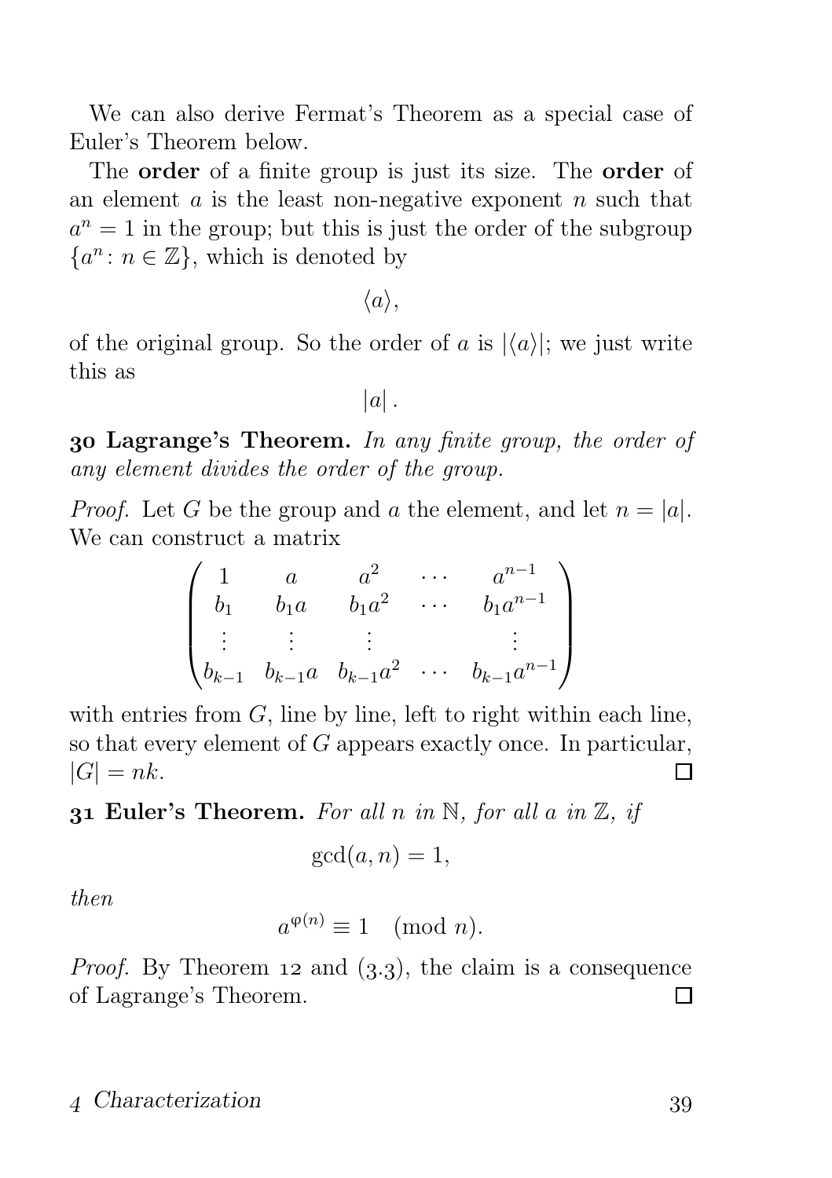We can also derive Fermat's Theorem as a special case of Euler's Theorem below.

The **order** of a finite group is just its size. The **order** of an element $a$ is the least non-negative exponent $n$ such that $a^n = 1$ in the group; but this is just the order of the subgroup $\{a^n : n \in \mathbb{Z}\}$, which is denoted by

$$\langle a \rangle,$$

of the original group. So the order of $a$ is $|\langle a \rangle|$; we just write this as

$$|a| .$$

**30 Lagrange's Theorem.** *In any finite group, the order of any element divides the order of the group.*

*Proof.* Let $G$ be the group and $a$ the element, and let $n = |a|$. We can construct a matrix

$$\begin{pmatrix} 1 & a & a^2 & \cdots & a^{n-1} \\ b_1 & b_1 a & b_1 a^2 & \cdots & b_1 a^{n-1} \\ \vdots & \vdots & \vdots & & \vdots \\ b_{k-1} & b_{k-1} a & b_{k-1} a^2 & \cdots & b_{k-1} a^{n-1} \end{pmatrix}$$

with entries from $G$, line by line, left to right within each line, so that every element of $G$ appears exactly once. In particular, $|G| = nk$. □

**31 Euler's Theorem.** *For all $n$ in $\mathbb{N}$, for all $a$ in $\mathbb{Z}$, if*

$$\gcd(a, n) = 1,$$

*then*

$$a^{\varphi(n)} \equiv 1 \pmod{n}.$$

*Proof.* By Theorem 12 and (3.3), the claim is a consequence of Lagrange's Theorem. □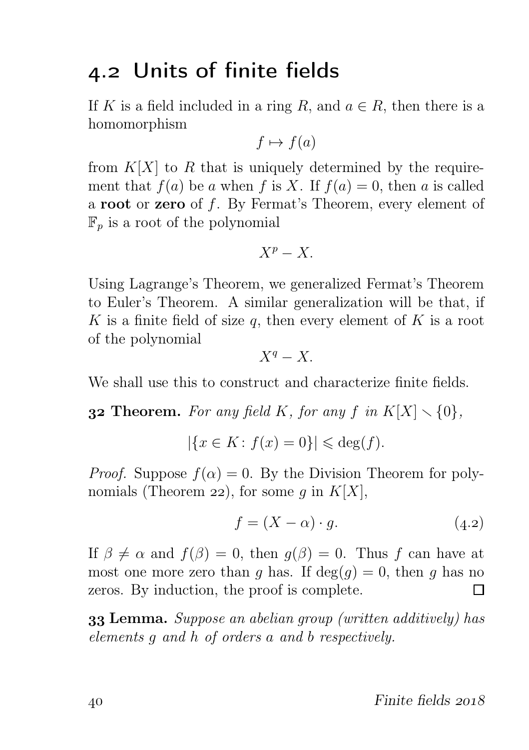## 4.2 Units of finite fields

If $K$ is a field included in a ring $R$, and $a \in R$, then there is a homomorphism

$$f \mapsto f(a)$$

from $K[X]$ to $R$ that is uniquely determined by the requirement that $f(a)$ be $a$ when $f$ is $X$. If $f(a) = 0$, then $a$ is called a **root** or **zero** of $f$. By Fermat's Theorem, every element of $\mathbb{F}_p$ is a root of the polynomial

$$X^p - X.$$

Using Lagrange's Theorem, we generalized Fermat's Theorem to Euler's Theorem. A similar generalization will be that, if $K$ is a finite field of size $q$, then every element of $K$ is a root of the polynomial

$$X^q - X.$$

We shall use this to construct and characterize finite fields.

**32 Theorem.** *For any field $K$, for any $f$ in $K[X] \smallsetminus \{0\}$,*

$$|\{x \in K\colon f(x) = 0\}| \leqslant \deg(f).$$

*Proof.* Suppose $f(\alpha) = 0$. By the Division Theorem for polynomials (Theorem 22), for some $g$ in $K[X]$,

$$f = (X - \alpha) \cdot g. \tag{4.2}$$

If $\beta \neq \alpha$ and $f(\beta) = 0$, then $g(\beta) = 0$. Thus $f$ can have at most one more zero than $g$ has. If $\deg(g) = 0$, then $g$ has no zeros. By induction, the proof is complete. □

**33 Lemma.** *Suppose an abelian group (written additively) has elements $g$ and $h$ of orders $a$ and $b$ respectively.*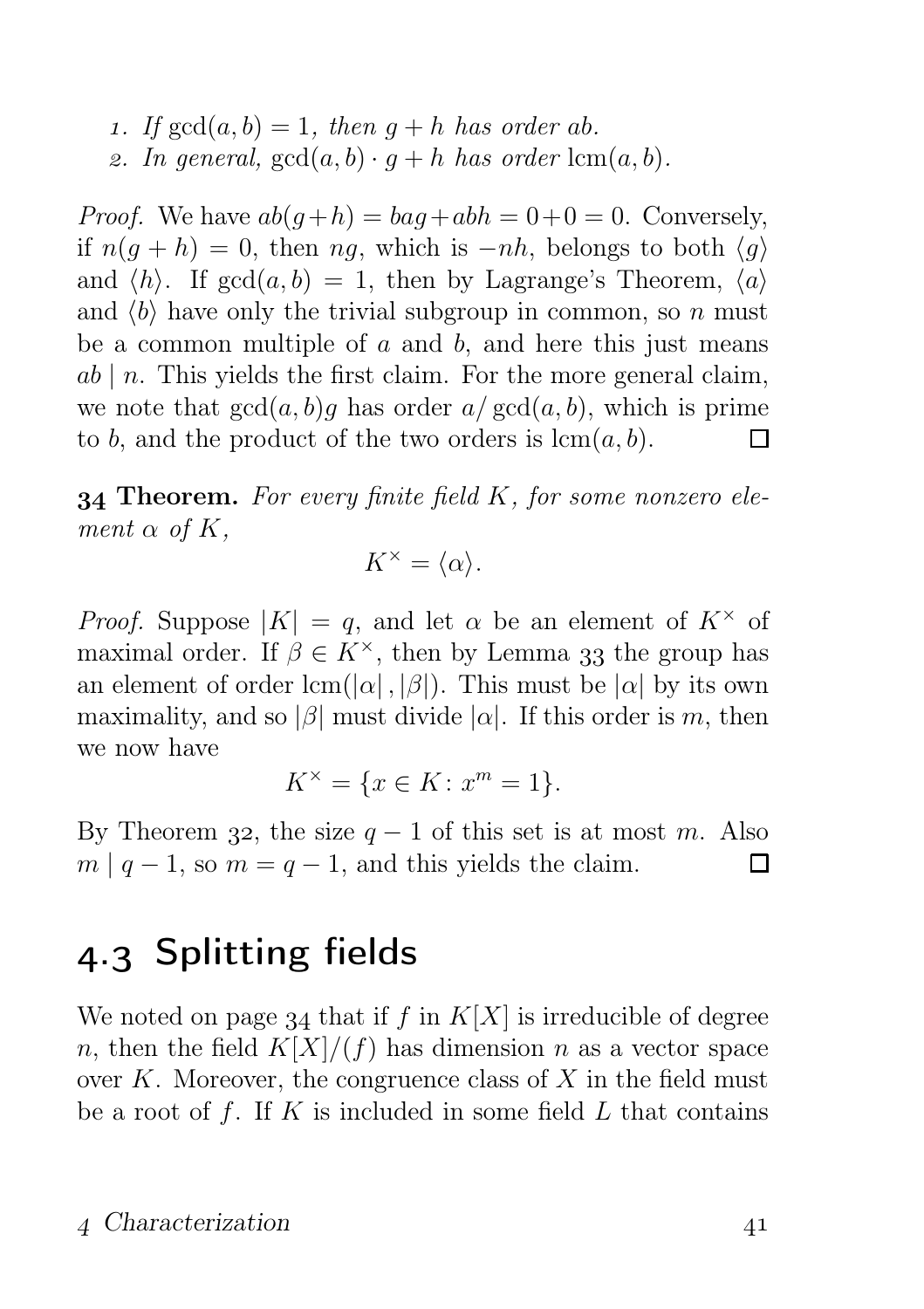1. *If* $\gcd(a,b) = 1$*, then* $g + h$ *has order* $ab$*.*
2. *In general,* $\gcd(a,b) \cdot g + h$ *has order* $\operatorname{lcm}(a,b)$*.*

*Proof.* We have $ab(g+h) = bag + abh = 0 + 0 = 0$. Conversely, if $n(g+h) = 0$, then $ng$, which is $-nh$, belongs to both $\langle g \rangle$ and $\langle h \rangle$. If $\gcd(a,b) = 1$, then by Lagrange's Theorem, $\langle a \rangle$ and $\langle b \rangle$ have only the trivial subgroup in common, so $n$ must be a common multiple of $a$ and $b$, and here this just means $ab \mid n$. This yields the first claim. For the more general claim, we note that $\gcd(a,b)g$ has order $a/\gcd(a,b)$, which is prime to $b$, and the product of the two orders is $\operatorname{lcm}(a,b)$. □

**34 Theorem.** *For every finite field* $K$*, for some nonzero element* $\alpha$ *of* $K$*,*

$$K^{\times} = \langle \alpha \rangle.$$

*Proof.* Suppose $|K| = q$, and let $\alpha$ be an element of $K^{\times}$ of maximal order. If $\beta \in K^{\times}$, then by Lemma 33 the group has an element of order $\operatorname{lcm}(|\alpha|, |\beta|)$. This must be $|\alpha|$ by its own maximality, and so $|\beta|$ must divide $|\alpha|$. If this order is $m$, then we now have

$$K^{\times} = \{x \in K \colon x^m = 1\}.$$

By Theorem 32, the size $q-1$ of this set is at most $m$. Also $m \mid q-1$, so $m = q-1$, and this yields the claim. □

## 4.3 Splitting fields

We noted on page 34 that if $f$ in $K[X]$ is irreducible of degree $n$, then the field $K[X]/(f)$ has dimension $n$ as a vector space over $K$. Moreover, the congruence class of $X$ in the field must be a root of $f$. If $K$ is included in some field $L$ that contains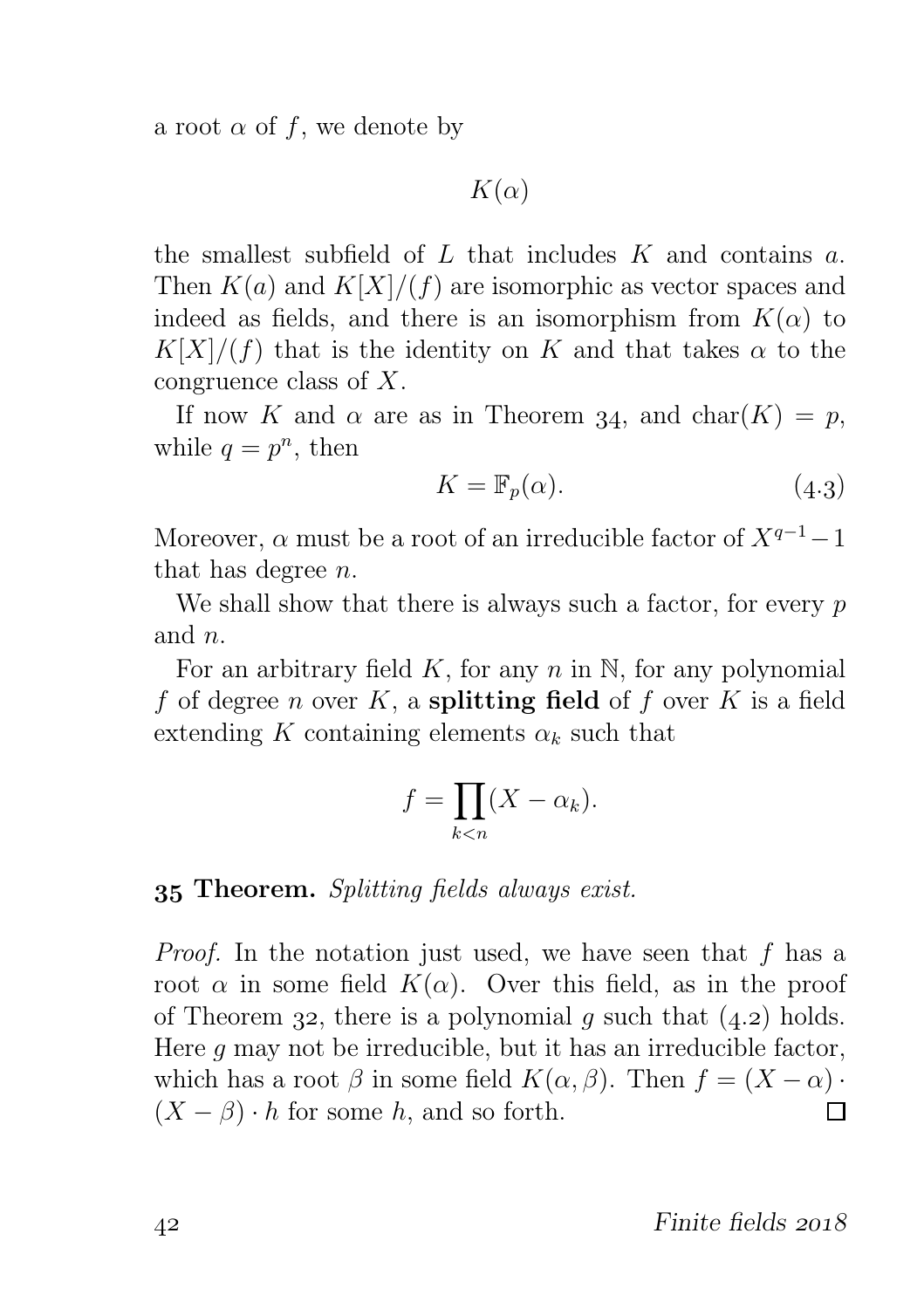a root $\alpha$ of $f$, we denote by

$$K(\alpha)$$

the smallest subfield of $L$ that includes $K$ and contains $a$. Then $K(a)$ and $K[X]/(f)$ are isomorphic as vector spaces and indeed as fields, and there is an isomorphism from $K(\alpha)$ to $K[X]/(f)$ that is the identity on $K$ and that takes $\alpha$ to the congruence class of $X$.

If now $K$ and $\alpha$ are as in Theorem 34, and $\mathrm{char}(K) = p$, while $q = p^n$, then

$$K = \mathbb{F}_p(\alpha). \tag{4.3}$$

Moreover, $\alpha$ must be a root of an irreducible factor of $X^{q-1} - 1$ that has degree $n$.

We shall show that there is always such a factor, for every $p$ and $n$.

For an arbitrary field $K$, for any $n$ in $\mathbb{N}$, for any polynomial $f$ of degree $n$ over $K$, a **splitting field** of $f$ over $K$ is a field extending $K$ containing elements $\alpha_k$ such that

$$f = \prod_{k<n} (X - \alpha_k).$$

**35 Theorem.** *Splitting fields always exist.*

*Proof.* In the notation just used, we have seen that $f$ has a root $\alpha$ in some field $K(\alpha)$. Over this field, as in the proof of Theorem 32, there is a polynomial $g$ such that (4.2) holds. Here $g$ may not be irreducible, but it has an irreducible factor, which has a root $\beta$ in some field $K(\alpha, \beta)$. Then $f = (X - \alpha) \cdot (X - \beta) \cdot h$ for some $h$, and so forth. □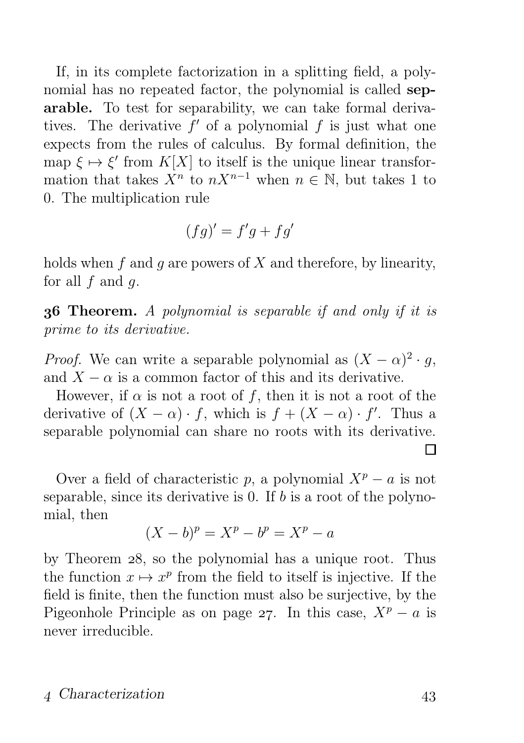If, in its complete factorization in a splitting field, a polynomial has no repeated factor, the polynomial is called **separable.** To test for separability, we can take formal derivatives. The derivative $f'$ of a polynomial $f$ is just what one expects from the rules of calculus. By formal definition, the map $\xi \mapsto \xi'$ from $K[X]$ to itself is the unique linear transformation that takes $X^n$ to $nX^{n-1}$ when $n \in \mathbb{N}$, but takes 1 to 0. The multiplication rule

$$(fg)' = f'g + fg'$$

holds when $f$ and $g$ are powers of $X$ and therefore, by linearity, for all $f$ and $g$.

**36 Theorem.** *A polynomial is separable if and only if it is prime to its derivative.*

*Proof.* We can write a separable polynomial as $(X - \alpha)^2 \cdot g$, and $X - \alpha$ is a common factor of this and its derivative.

However, if $\alpha$ is not a root of $f$, then it is not a root of the derivative of $(X - \alpha) \cdot f$, which is $f + (X - \alpha) \cdot f'$. Thus a separable polynomial can share no roots with its derivative. □

Over a field of characteristic $p$, a polynomial $X^p - a$ is not separable, since its derivative is 0. If $b$ is a root of the polynomial, then

$$(X - b)^p = X^p - b^p = X^p - a$$

by Theorem 28, so the polynomial has a unique root. Thus the function $x \mapsto x^p$ from the field to itself is injective. If the field is finite, then the function must also be surjective, by the Pigeonhole Principle as on page 27. In this case, $X^p - a$ is never irreducible.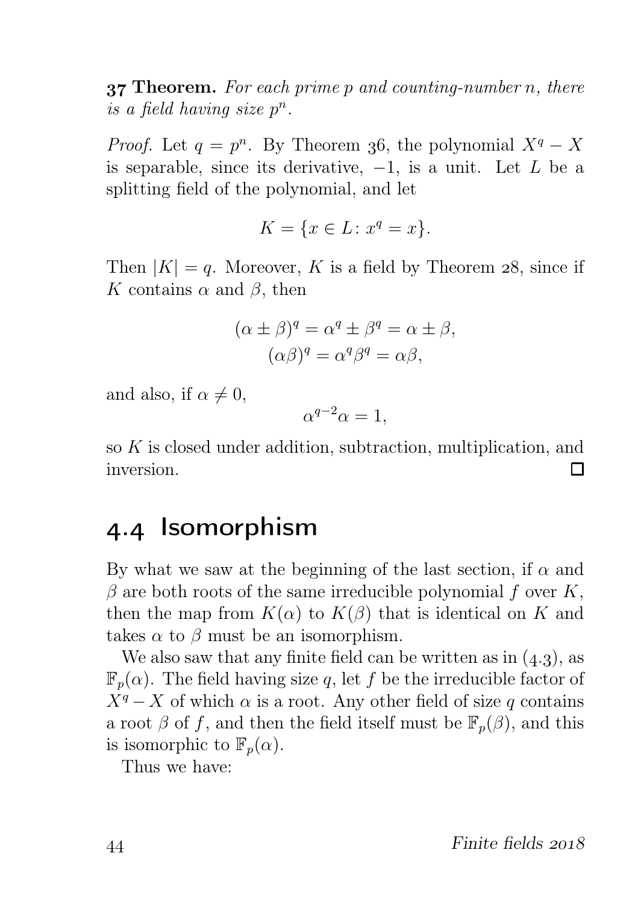**37 Theorem.** *For each prime $p$ and counting-number $n$, there is a field having size $p^n$.*

*Proof.* Let $q = p^n$. By Theorem 36, the polynomial $X^q - X$ is separable, since its derivative, $-1$, is a unit. Let $L$ be a splitting field of the polynomial, and let

$$K = \{x \in L \colon x^q = x\}.$$

Then $|K| = q$. Moreover, $K$ is a field by Theorem 28, since if $K$ contains $\alpha$ and $\beta$, then

$$(\alpha \pm \beta)^q = \alpha^q \pm \beta^q = \alpha \pm \beta,$$
$$(\alpha\beta)^q = \alpha^q \beta^q = \alpha\beta,$$

and also, if $\alpha \neq 0$,

$$\alpha^{q-2}\alpha = 1,$$

so $K$ is closed under addition, subtraction, multiplication, and inversion. □

## 4.4 Isomorphism

By what we saw at the beginning of the last section, if $\alpha$ and $\beta$ are both roots of the same irreducible polynomial $f$ over $K$, then the map from $K(\alpha)$ to $K(\beta)$ that is identical on $K$ and takes $\alpha$ to $\beta$ must be an isomorphism.

We also saw that any finite field can be written as in (4.3), as $\mathbb{F}_p(\alpha)$. The field having size $q$, let $f$ be the irreducible factor of $X^q - X$ of which $\alpha$ is a root. Any other field of size $q$ contains a root $\beta$ of $f$, and then the field itself must be $\mathbb{F}_p(\beta)$, and this is isomorphic to $\mathbb{F}_p(\alpha)$.

Thus we have: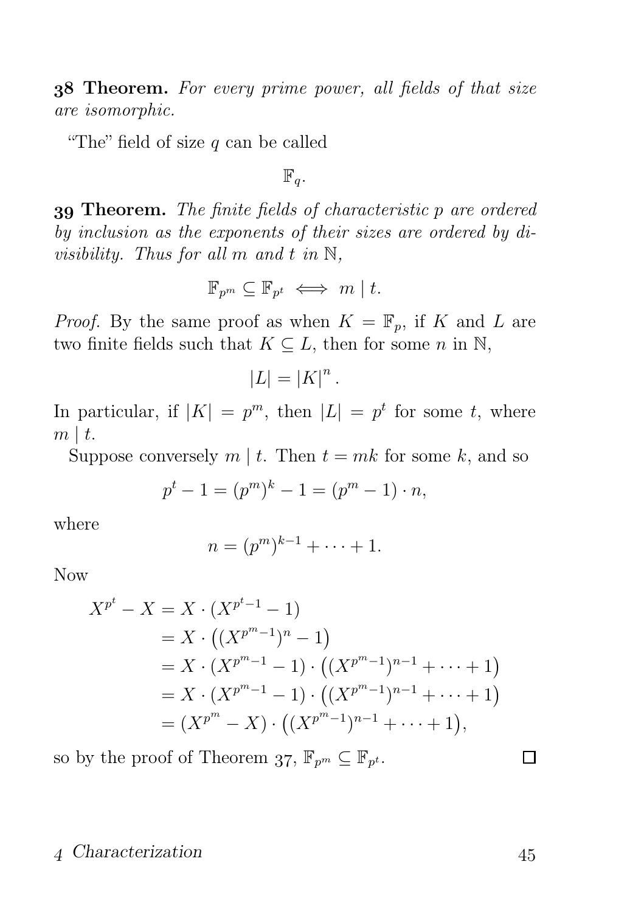**38 Theorem.** *For every prime power, all fields of that size are isomorphic.*

"The" field of size $q$ can be called

$$\mathbb{F}_q.$$

**39 Theorem.** *The finite fields of characteristic $p$ are ordered by inclusion as the exponents of their sizes are ordered by divisibility. Thus for all $m$ and $t$ in $\mathbb{N}$,*

$$\mathbb{F}_{p^m} \subseteq \mathbb{F}_{p^t} \iff m \mid t.$$

*Proof.* By the same proof as when $K = \mathbb{F}_p$, if $K$ and $L$ are two finite fields such that $K \subseteq L$, then for some $n$ in $\mathbb{N}$,

$$|L| = |K|^n.$$

In particular, if $|K| = p^m$, then $|L| = p^t$ for some $t$, where $m \mid t$.

Suppose conversely $m \mid t$. Then $t = mk$ for some $k$, and so

$$p^t - 1 = (p^m)^k - 1 = (p^m - 1) \cdot n,$$

where

$$n = (p^m)^{k-1} + \cdots + 1.$$

Now

$$\begin{aligned}
X^{p^t} - X &= X \cdot (X^{p^t-1} - 1) \\
&= X \cdot \big((X^{p^m-1})^n - 1\big) \\
&= X \cdot (X^{p^m-1} - 1) \cdot \big((X^{p^m-1})^{n-1} + \cdots + 1\big) \\
&= X \cdot (X^{p^m-1} - 1) \cdot \big((X^{p^m-1})^{n-1} + \cdots + 1\big) \\
&= (X^{p^m} - X) \cdot \big((X^{p^m-1})^{n-1} + \cdots + 1\big),
\end{aligned}$$

so by the proof of Theorem 37, $\mathbb{F}_{p^m} \subseteq \mathbb{F}_{p^t}$. □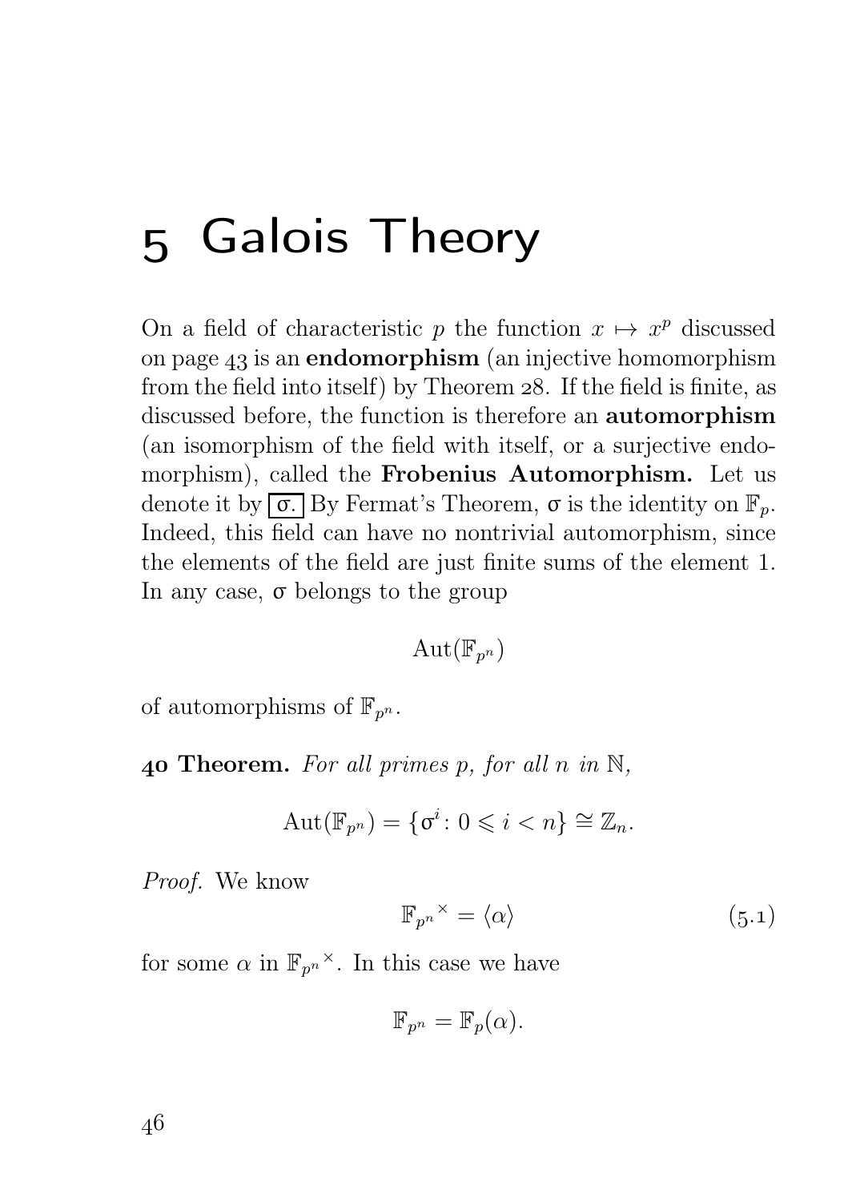# 5 Galois Theory

On a field of characteristic $p$ the function $x \mapsto x^p$ discussed on page 43 is an **endomorphism** (an injective homomorphism from the field into itself) by Theorem 28. If the field is finite, as discussed before, the function is therefore an **automorphism** (an isomorphism of the field with itself, or a surjective endomorphism), called the **Frobenius Automorphism.** Let us denote it by $\boxed{\sigma.}$ By Fermat's Theorem, $\sigma$ is the identity on $\mathbb{F}_p$. Indeed, this field can have no nontrivial automorphism, since the elements of the field are just finite sums of the element 1. In any case, $\sigma$ belongs to the group

$$\mathrm{Aut}(\mathbb{F}_{p^n})$$

of automorphisms of $\mathbb{F}_{p^n}$.

**40 Theorem.** *For all primes $p$, for all $n$ in $\mathbb{N}$,*

$$\mathrm{Aut}(\mathbb{F}_{p^n}) = \{\sigma^i : 0 \leqslant i < n\} \cong \mathbb{Z}_n.$$

*Proof.* We know

$$\mathbb{F}_{p^n}{}^{\times} = \langle \alpha \rangle \tag{5.1}$$

for some $\alpha$ in $\mathbb{F}_{p^n}{}^{\times}$. In this case we have

$$\mathbb{F}_{p^n} = \mathbb{F}_p(\alpha).$$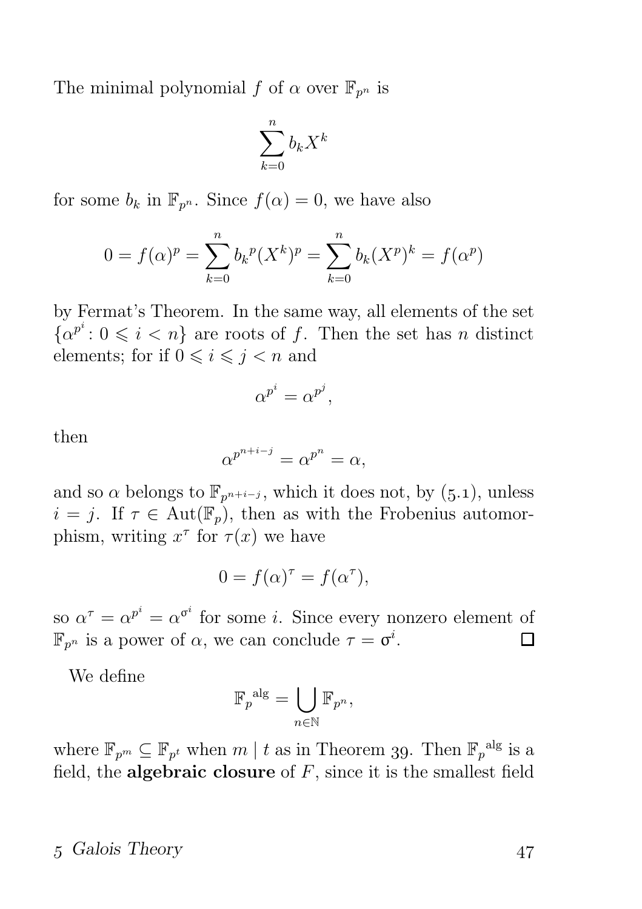The minimal polynomial $f$ of $\alpha$ over $\mathbb{F}_{p^n}$ is

$$\sum_{k=0}^{n} b_k X^k$$

for some $b_k$ in $\mathbb{F}_{p^n}$. Since $f(\alpha) = 0$, we have also

$$0 = f(\alpha)^p = \sum_{k=0}^{n} {b_k}^p (X^k)^p = \sum_{k=0}^{n} b_k (X^p)^k = f(\alpha^p)$$

by Fermat's Theorem. In the same way, all elements of the set $\{\alpha^{p^i} : 0 \leqslant i < n\}$ are roots of $f$. Then the set has $n$ distinct elements; for if $0 \leqslant i \leqslant j < n$ and

$$\alpha^{p^i} = \alpha^{p^j},$$

then

$$\alpha^{p^{n+i-j}} = \alpha^{p^n} = \alpha,$$

and so $\alpha$ belongs to $\mathbb{F}_{p^{n+i-j}}$, which it does not, by (5.1), unless $i = j$. If $\tau \in \operatorname{Aut}(\mathbb{F}_p)$, then as with the Frobenius automorphism, writing $x^\tau$ for $\tau(x)$ we have

$$0 = f(\alpha)^\tau = f(\alpha^\tau),$$

so $\alpha^\tau = \alpha^{p^i} = \alpha^{\sigma^i}$ for some $i$. Since every nonzero element of $\mathbb{F}_{p^n}$ is a power of $\alpha$, we can conclude $\tau = \sigma^i$. □

We define

$$\mathbb{F}_p{}^{\mathrm{alg}} = \bigcup_{n \in \mathbb{N}} \mathbb{F}_{p^n},$$

where $\mathbb{F}_{p^m} \subseteq \mathbb{F}_{p^t}$ when $m \mid t$ as in Theorem 39. Then $\mathbb{F}_p{}^{\mathrm{alg}}$ is a field, the **algebraic closure** of $F$, since it is the smallest field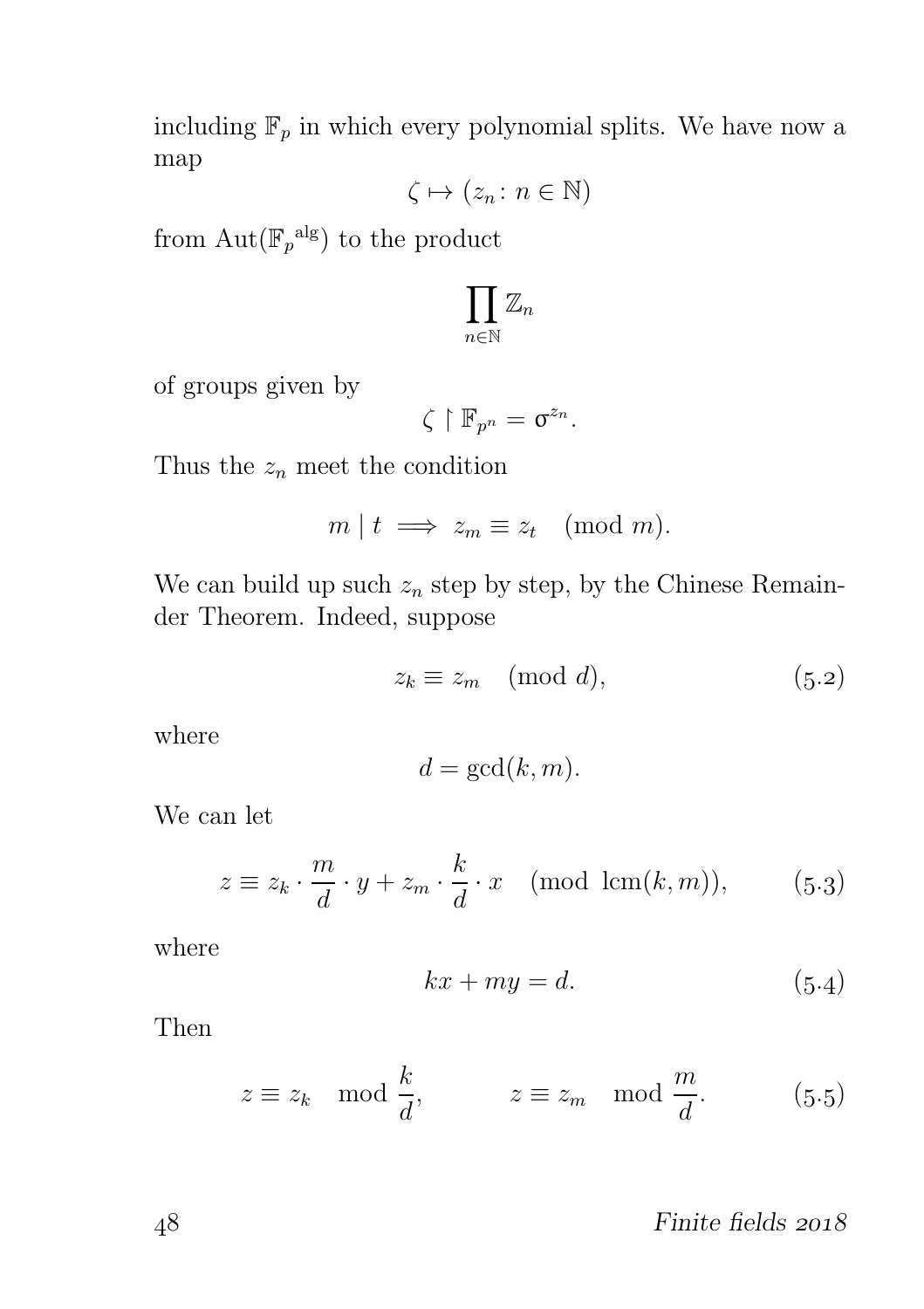including $\mathbb{F}_p$ in which every polynomial splits. We have now a map

$$\zeta \mapsto (z_n \colon n \in \mathbb{N})$$

from $\operatorname{Aut}({\mathbb{F}_p}^{\mathrm{alg}})$ to the product

$$\prod_{n \in \mathbb{N}} \mathbb{Z}_n$$

of groups given by

$$\zeta \restriction \mathbb{F}_{p^n} = \sigma^{z_n}.$$

Thus the $z_n$ meet the condition

$$m \mid t \implies z_m \equiv z_t \pmod{m}.$$

We can build up such $z_n$ step by step, by the Chinese Remainder Theorem. Indeed, suppose

$$z_k \equiv z_m \pmod{d}, \tag{5.2}$$

where

$$d = \gcd(k, m).$$

We can let

$$z \equiv z_k \cdot \frac{m}{d} \cdot y + z_m \cdot \frac{k}{d} \cdot x \pmod{\operatorname{lcm}(k, m)}, \tag{5.3}$$

where

$$kx + my = d. \tag{5.4}$$

Then

$$z \equiv z_k \mod \frac{k}{d}, \qquad z \equiv z_m \mod \frac{m}{d}. \tag{5.5}$$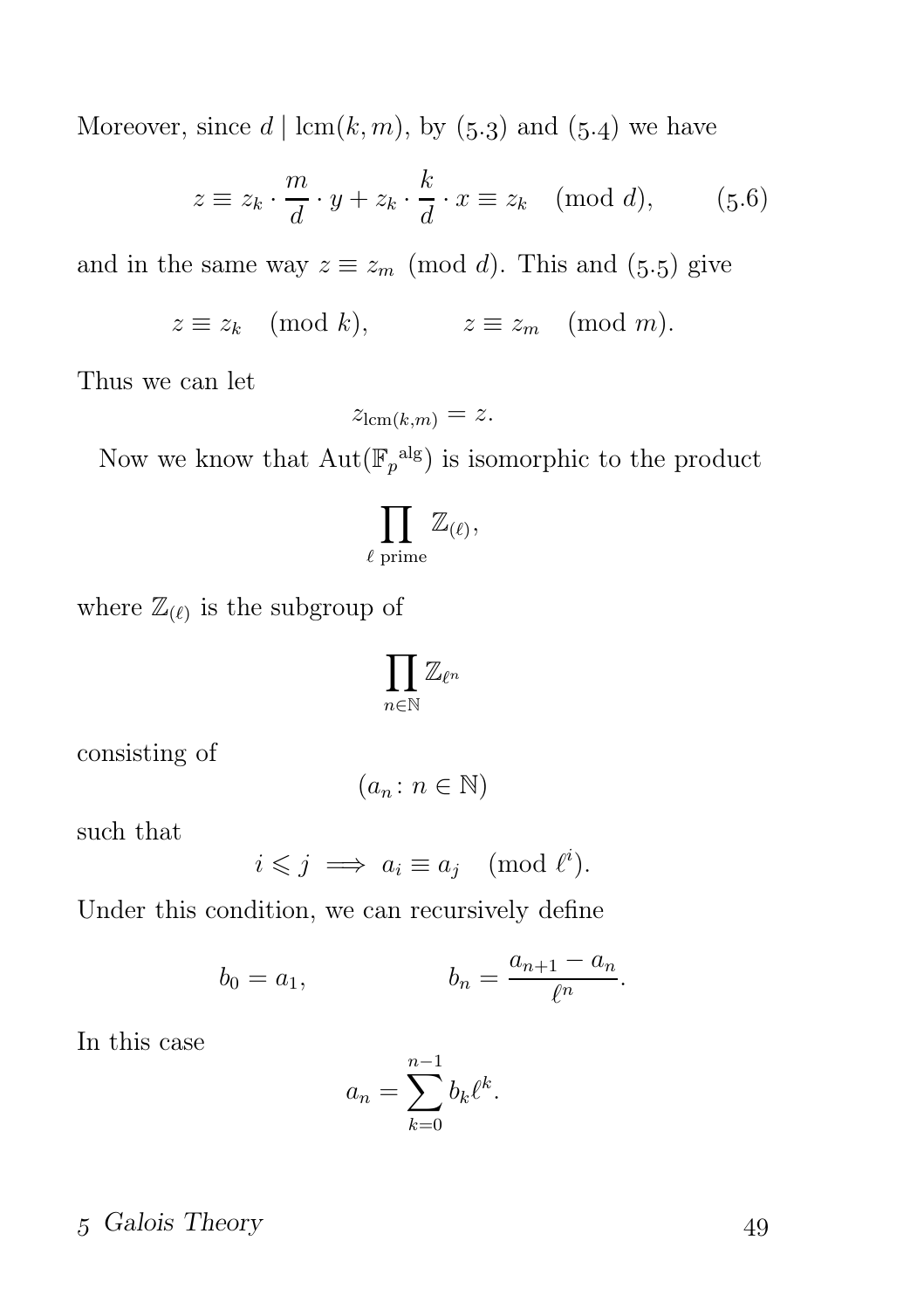Moreover, since $d \mid \operatorname{lcm}(k, m)$, by (5.3) and (5.4) we have

$$z \equiv z_k \cdot \frac{m}{d} \cdot y + z_k \cdot \frac{k}{d} \cdot x \equiv z_k \pmod{d}, \qquad (5.6)$$

and in the same way $z \equiv z_m \pmod{d}$. This and (5.5) give

$$z \equiv z_k \pmod{k}, \qquad z \equiv z_m \pmod{m}.$$

Thus we can let

$$z_{\operatorname{lcm}(k,m)} = z.$$

Now we know that $\operatorname{Aut}({\mathbb{F}_p}^{\mathrm{alg}})$ is isomorphic to the product

$$\prod_{\ell \text{ prime}} \mathbb{Z}_{(\ell)},$$

where $\mathbb{Z}_{(\ell)}$ is the subgroup of

$$\prod_{n \in \mathbb{N}} \mathbb{Z}_{\ell^n}$$

consisting of

$$(a_n \colon n \in \mathbb{N})$$

such that

$$i \leqslant j \implies a_i \equiv a_j \pmod{\ell^i}.$$

Under this condition, we can recursively define

$$b_0 = a_1, \qquad b_n = \frac{a_{n+1} - a_n}{\ell^n}.$$

In this case

$$a_n = \sum_{k=0}^{n-1} b_k \ell^k.$$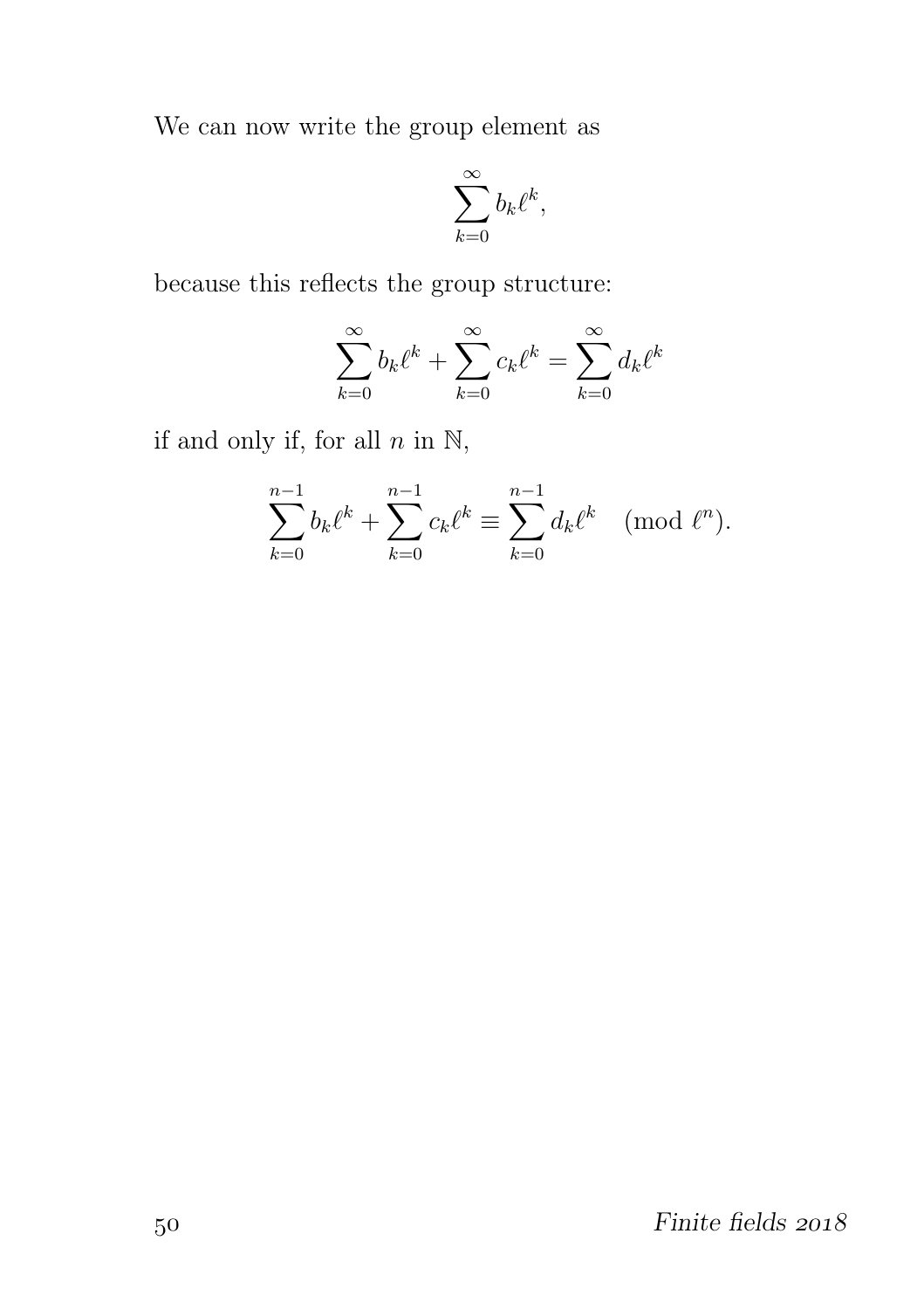We can now write the group element as

$$\sum_{k=0}^{\infty} b_k \ell^k,$$

because this reflects the group structure:

$$\sum_{k=0}^{\infty} b_k \ell^k + \sum_{k=0}^{\infty} c_k \ell^k = \sum_{k=0}^{\infty} d_k \ell^k$$

if and only if, for all $n$ in $\mathbb{N}$,

$$\sum_{k=0}^{n-1} b_k \ell^k + \sum_{k=0}^{n-1} c_k \ell^k \equiv \sum_{k=0}^{n-1} d_k \ell^k \pmod{\ell^n}.$$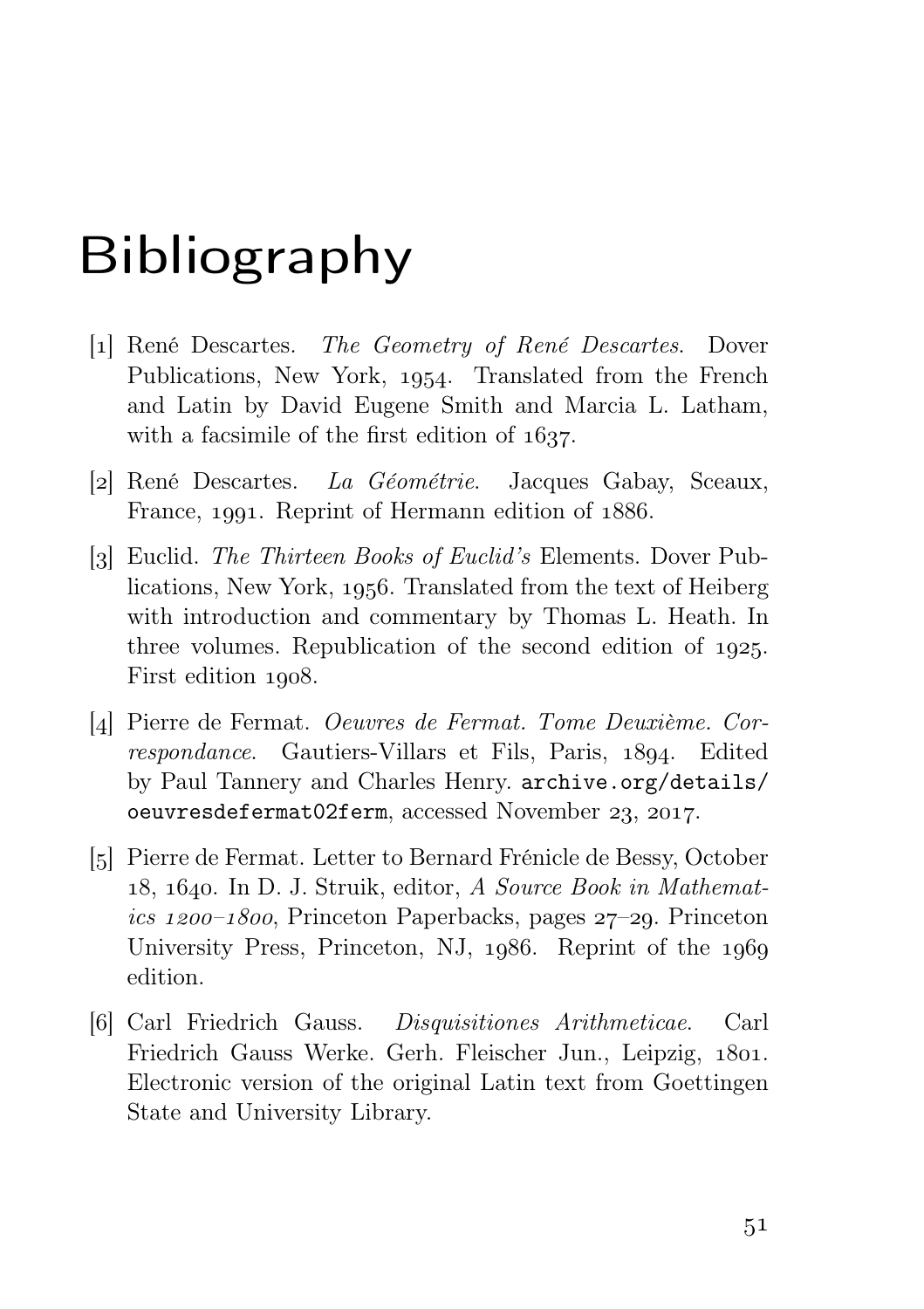# Bibliography

[1] René Descartes. *The Geometry of René Descartes*. Dover Publications, New York, 1954. Translated from the French and Latin by David Eugene Smith and Marcia L. Latham, with a facsimile of the first edition of 1637.

[2] René Descartes. *La Géométrie*. Jacques Gabay, Sceaux, France, 1991. Reprint of Hermann edition of 1886.

[3] Euclid. *The Thirteen Books of Euclid's* Elements. Dover Publications, New York, 1956. Translated from the text of Heiberg with introduction and commentary by Thomas L. Heath. In three volumes. Republication of the second edition of 1925. First edition 1908.

[4] Pierre de Fermat. *Oeuvres de Fermat. Tome Deuxième. Correspondance*. Gautiers-Villars et Fils, Paris, 1894. Edited by Paul Tannery and Charles Henry. `archive.org/details/oeuvresdefermat02ferm`, accessed November 23, 2017.

[5] Pierre de Fermat. Letter to Bernard Frénicle de Bessy, October 18, 1640. In D. J. Struik, editor, *A Source Book in Mathematics 1200–1800*, Princeton Paperbacks, pages 27–29. Princeton University Press, Princeton, NJ, 1986. Reprint of the 1969 edition.

[6] Carl Friedrich Gauss. *Disquisitiones Arithmeticae*. Carl Friedrich Gauss Werke. Gerh. Fleischer Jun., Leipzig, 1801. Electronic version of the original Latin text from Goettingen State and University Library.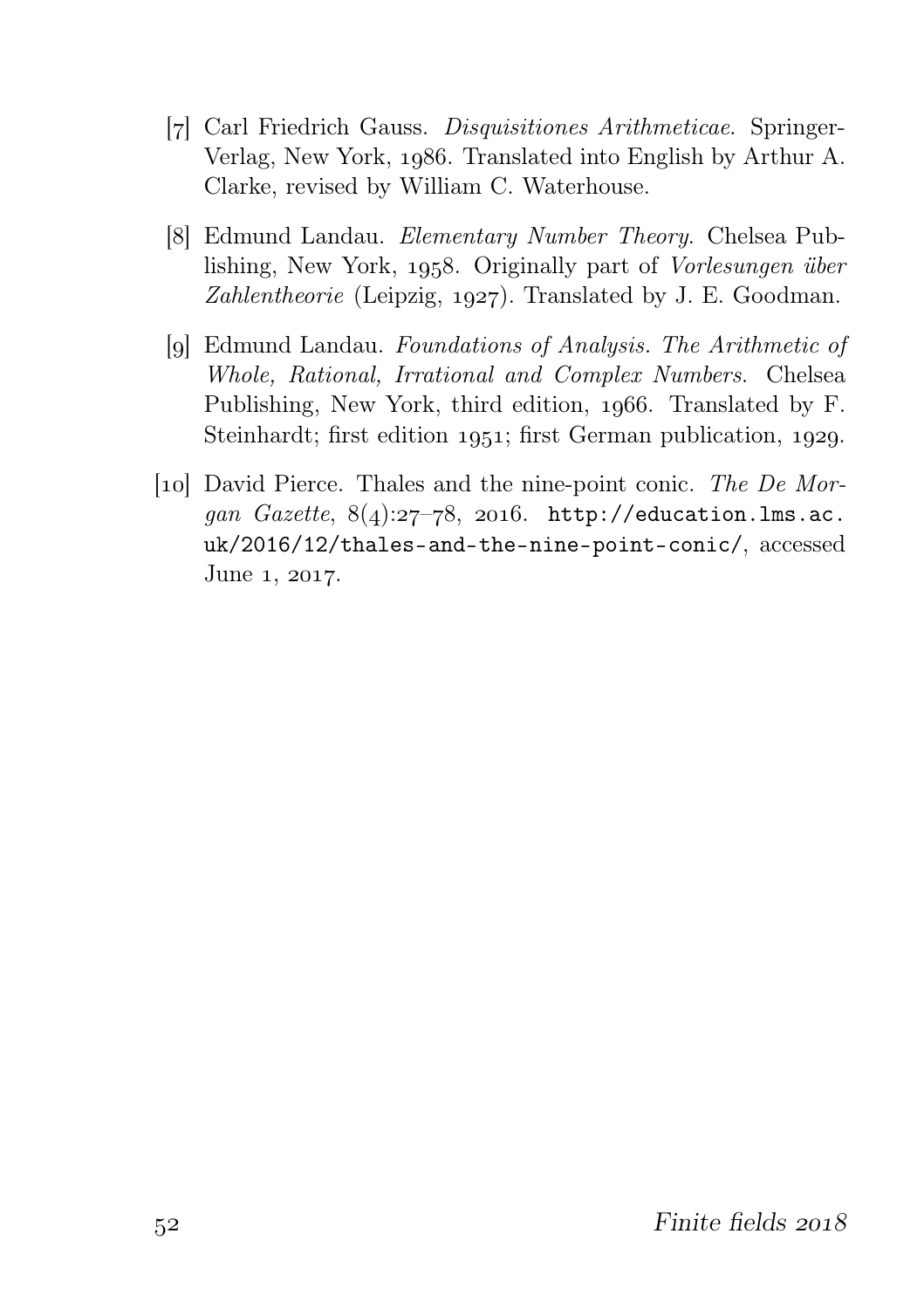[7] Carl Friedrich Gauss. *Disquisitiones Arithmeticae*. Springer-Verlag, New York, 1986. Translated into English by Arthur A. Clarke, revised by William C. Waterhouse.

[8] Edmund Landau. *Elementary Number Theory*. Chelsea Publishing, New York, 1958. Originally part of *Vorlesungen über Zahlentheorie* (Leipzig, 1927). Translated by J. E. Goodman.

[9] Edmund Landau. *Foundations of Analysis. The Arithmetic of Whole, Rational, Irrational and Complex Numbers*. Chelsea Publishing, New York, third edition, 1966. Translated by F. Steinhardt; first edition 1951; first German publication, 1929.

[10] David Pierce. Thales and the nine-point conic. *The De Morgan Gazette*, 8(4):27–78, 2016. `http://education.lms.ac.uk/2016/12/thales-and-the-nine-point-conic/`, accessed June 1, 2017.